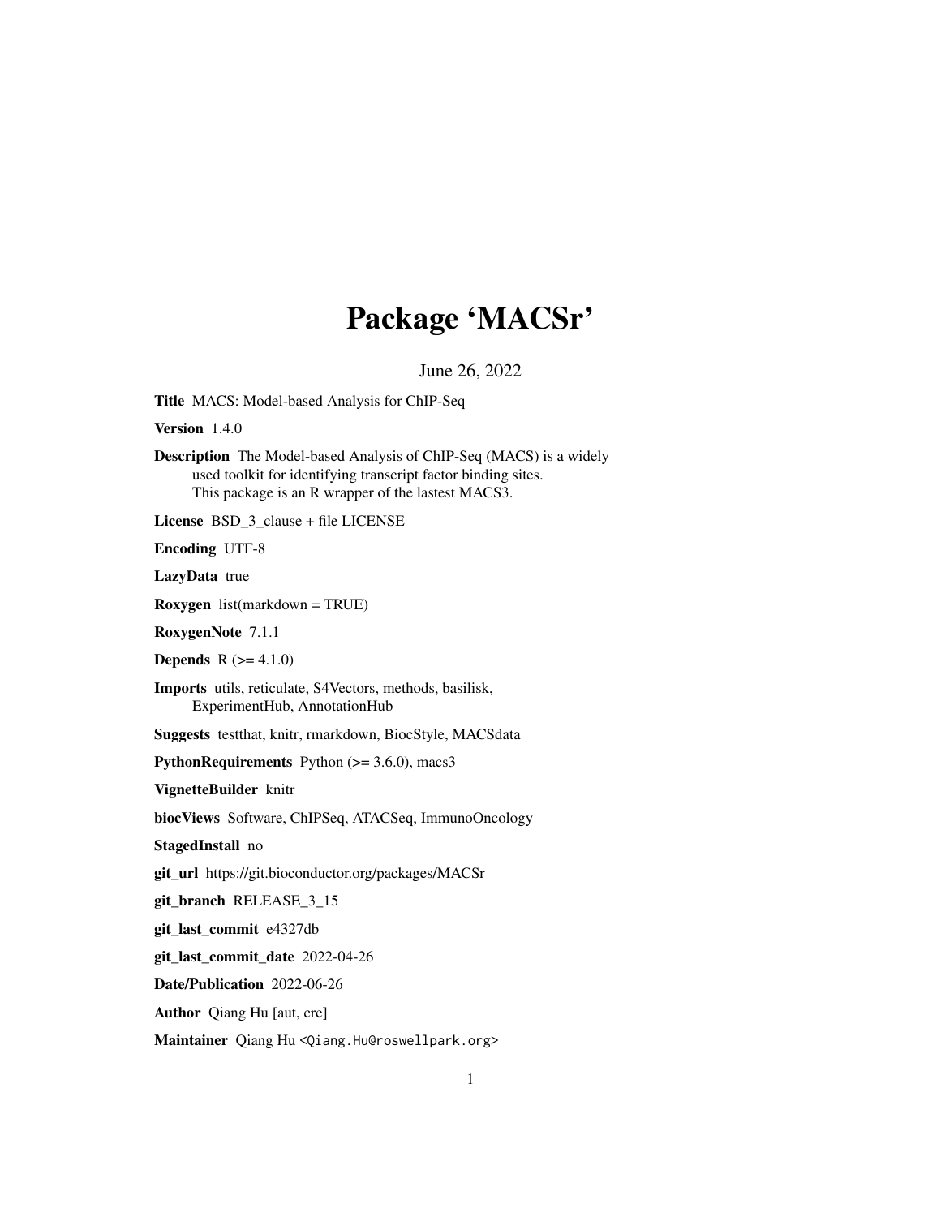# Package 'MACSr'

June 26, 2022

**Title** MACS: Model-based Analysis for ChIP-Seq

**Version** 1.4.0

**Description** The Model-based Analysis of ChIP-Seq (MACS) is a widely used toolkit for identifying transcript factor binding sites. This package is an R wrapper of the lastest MACS3.

**License** BSD_3_clause + file LICENSE

**Encoding** UTF-8

**LazyData** true

**Roxygen** list(markdown = TRUE)

**RoxygenNote** 7.1.1

**Depends** R (>= 4.1.0)

**Imports** utils, reticulate, S4Vectors, methods, basilisk, ExperimentHub, AnnotationHub

**Suggests** testthat, knitr, rmarkdown, BiocStyle, MACSdata

**PythonRequirements** Python (>= 3.6.0), macs3

**VignetteBuilder** knitr

**biocViews** Software, ChIPSeq, ATACSeq, ImmunoOncology

**StagedInstall** no

**git_url** https://git.bioconductor.org/packages/MACSr

**git_branch** RELEASE_3_15

**git_last_commit** e4327db

**git_last_commit_date** 2022-04-26

**Date/Publication** 2022-06-26

**Author** Qiang Hu [aut, cre]

**Maintainer** Qiang Hu <Qiang.Hu@roswellpark.org>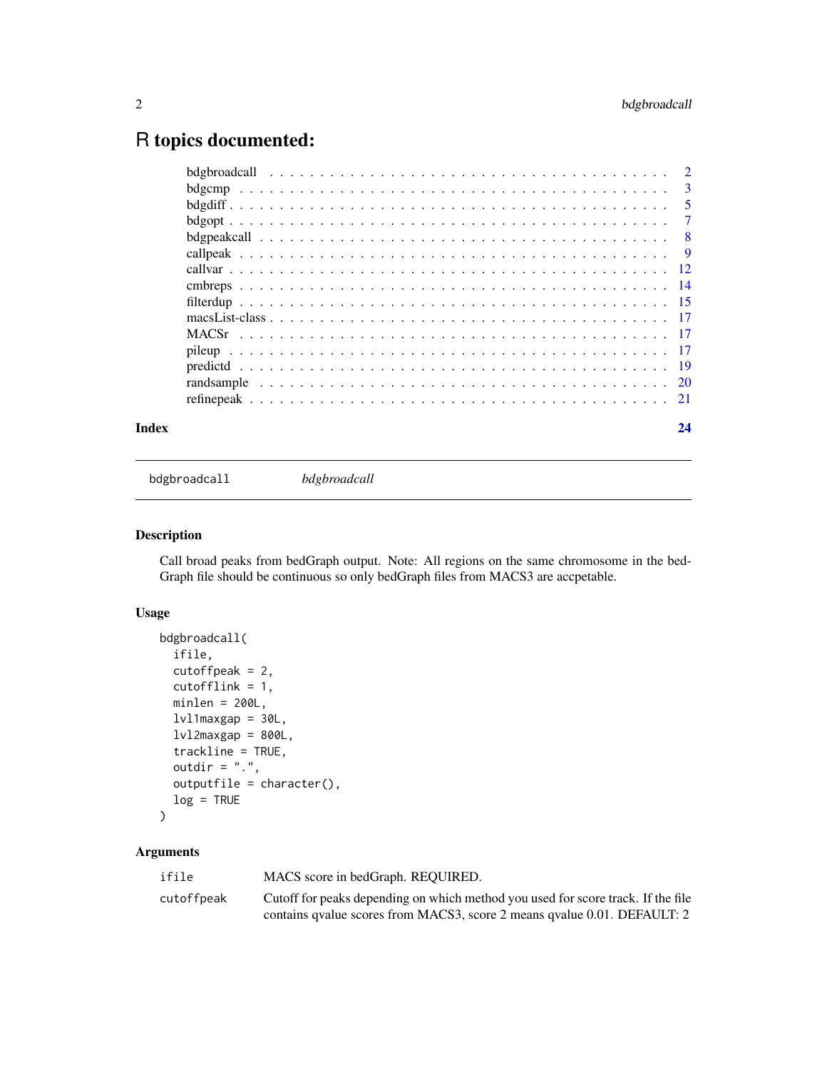# R topics documented:

| | |
|---|---|
| bdgbroadcall | 2 |
| bdgcmp | 3 |
| bdgdiff | 5 |
| bdgopt | 7 |
| bdgpeakcall | 8 |
| callpeak | 9 |
| callvar | 12 |
| cmbreps | 14 |
| filterdup | 15 |
| macsList-class | 17 |
| MACSr | 17 |
| pileup | 17 |
| predictd | 19 |
| randsample | 20 |
| refinepeak | 21 |
| **Index** | **24** |

---

`bdgbroadcall` *bdgbroadcall*

---

### Description

Call broad peaks from bedGraph output. Note: All regions on the same chromosome in the bedGraph file should be continuous so only bedGraph files from MACS3 are accpetable.

### Usage

```
bdgbroadcall(
  ifile,
  cutoffpeak = 2,
  cutofflink = 1,
  minlen = 200L,
  lvl1maxgap = 30L,
  lvl2maxgap = 800L,
  trackline = TRUE,
  outdir = ".",
  outputfile = character(),
  log = TRUE
)
```

### Arguments

| | |
|---|---|
| `ifile` | MACS score in bedGraph. REQUIRED. |
| `cutoffpeak` | Cutoff for peaks depending on which method you used for score track. If the file contains qvalue scores from MACS3, score 2 means qvalue 0.01. DEFAULT: 2 |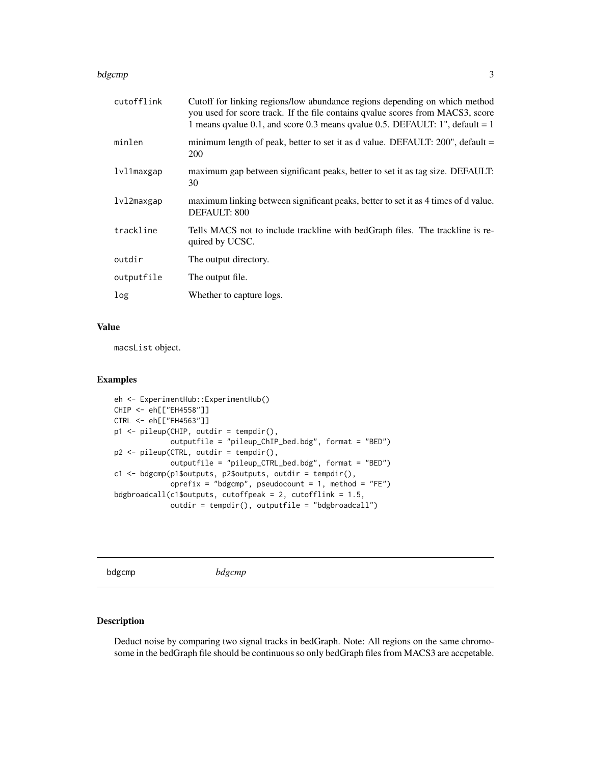| | |
|---|---|
| cutofflink | Cutoff for linking regions/low abundance regions depending on which method you used for score track. If the file contains qvalue scores from MACS3, score 1 means qvalue 0.1, and score 0.3 means qvalue 0.5. DEFAULT: 1", default = 1 |
| minlen | minimum length of peak, better to set it as d value. DEFAULT: 200", default = 200 |
| lvl1maxgap | maximum gap between significant peaks, better to set it as tag size. DEFAULT: 30 |
| lvl2maxgap | maximum linking between significant peaks, better to set it as 4 times of d value. DEFAULT: 800 |
| trackline | Tells MACS not to include trackline with bedGraph files. The trackline is required by UCSC. |
| outdir | The output directory. |
| outputfile | The output file. |
| log | Whether to capture logs. |

### Value

macsList object.

### Examples

```
eh <- ExperimentHub::ExperimentHub()
CHIP <- eh[["EH4558"]]
CTRL <- eh[["EH4563"]]
p1 <- pileup(CHIP, outdir = tempdir(),
             outputfile = "pileup_ChIP_bed.bdg", format = "BED")
p2 <- pileup(CTRL, outdir = tempdir(),
             outputfile = "pileup_CTRL_bed.bdg", format = "BED")
c1 <- bdgcmp(p1$outputs, p2$outputs, outdir = tempdir(),
             oprefix = "bdgcmp", pseudocount = 1, method = "FE")
bdgbroadcall(c1$outputs, cutoffpeak = 2, cutofflink = 1.5,
             outdir = tempdir(), outputfile = "bdgbroadcall")
```

## bdgcmp *bdgcmp*

### Description

Deduct noise by comparing two signal tracks in bedGraph. Note: All regions on the same chromosome in the bedGraph file should be continuous so only bedGraph files from MACS3 are accpetable.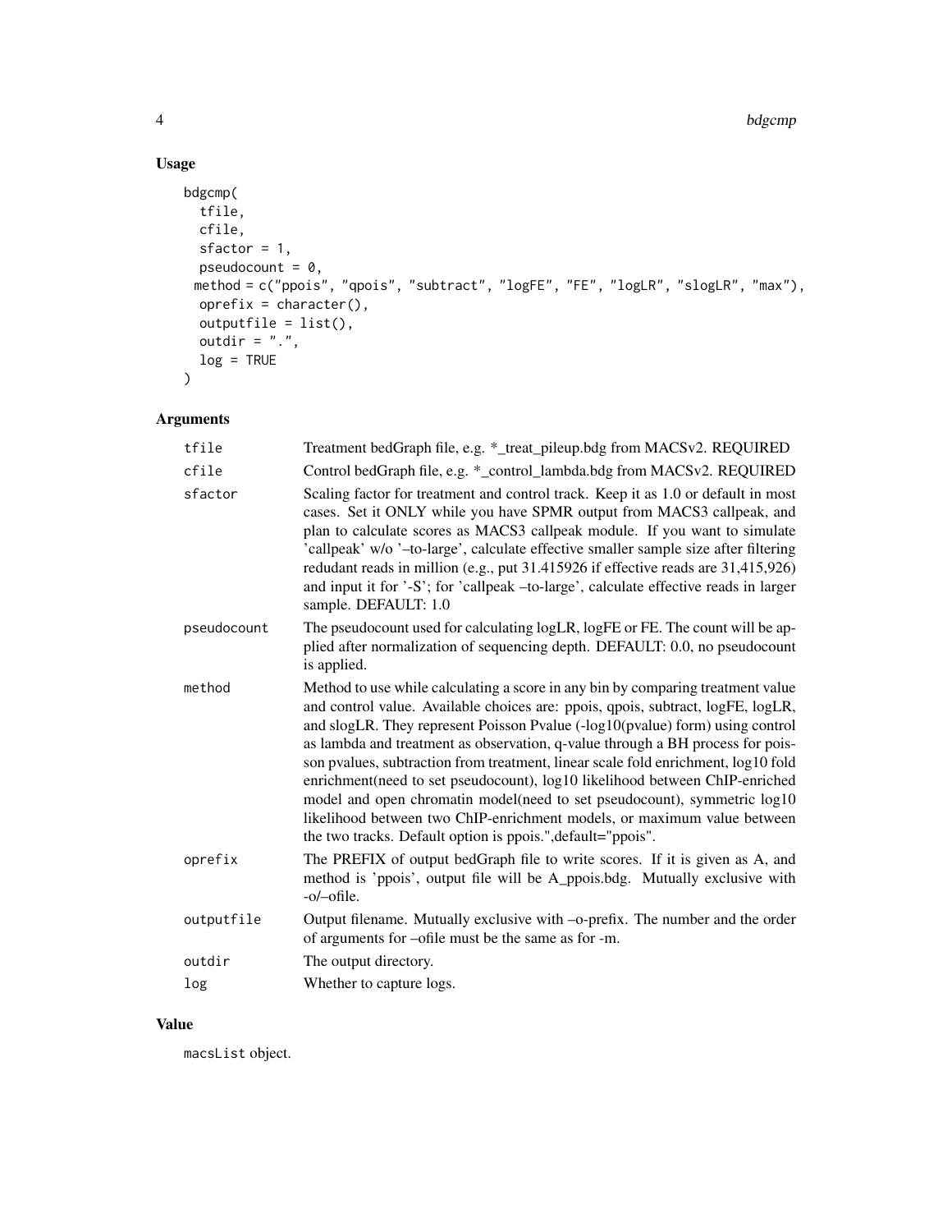## Usage

```
bdgcmp(
  tfile,
  cfile,
  sfactor = 1,
  pseudocount = 0,
  method = c("ppois", "qpois", "subtract", "logFE", "FE", "logLR", "slogLR", "max"),
  oprefix = character(),
  outputfile = list(),
  outdir = ".",
  log = TRUE
)
```

## Arguments

| | |
|---|---|
| tfile | Treatment bedGraph file, e.g. *_treat_pileup.bdg from MACSv2. REQUIRED |
| cfile | Control bedGraph file, e.g. *_control_lambda.bdg from MACSv2. REQUIRED |
| sfactor | Scaling factor for treatment and control track. Keep it as 1.0 or default in most cases. Set it ONLY while you have SPMR output from MACS3 callpeak, and plan to calculate scores as MACS3 callpeak module. If you want to simulate 'callpeak' w/o '–to-large', calculate effective smaller sample size after filtering redudant reads in million (e.g., put 31.415926 if effective reads are 31,415,926) and input it for '-S'; for 'callpeak –to-large', calculate effective reads in larger sample. DEFAULT: 1.0 |
| pseudocount | The pseudocount used for calculating logLR, logFE or FE. The count will be applied after normalization of sequencing depth. DEFAULT: 0.0, no pseudocount is applied. |
| method | Method to use while calculating a score in any bin by comparing treatment value and control value. Available choices are: ppois, qpois, subtract, logFE, logLR, and slogLR. They represent Poisson Pvalue (-log10(pvalue) form) using control as lambda and treatment as observation, q-value through a BH process for poisson pvalues, subtraction from treatment, linear scale fold enrichment, log10 fold enrichment(need to set pseudocount), log10 likelihood between ChIP-enriched model and open chromatin model(need to set pseudocount), symmetric log10 likelihood between two ChIP-enrichment models, or maximum value between the two tracks. Default option is ppois.",default="ppois". |
| oprefix | The PREFIX of output bedGraph file to write scores. If it is given as A, and method is 'ppois', output file will be A_ppois.bdg. Mutually exclusive with -o/–ofile. |
| outputfile | Output filename. Mutually exclusive with –o-prefix. The number and the order of arguments for –ofile must be the same as for -m. |
| outdir | The output directory. |
| log | Whether to capture logs. |

## Value

macsList object.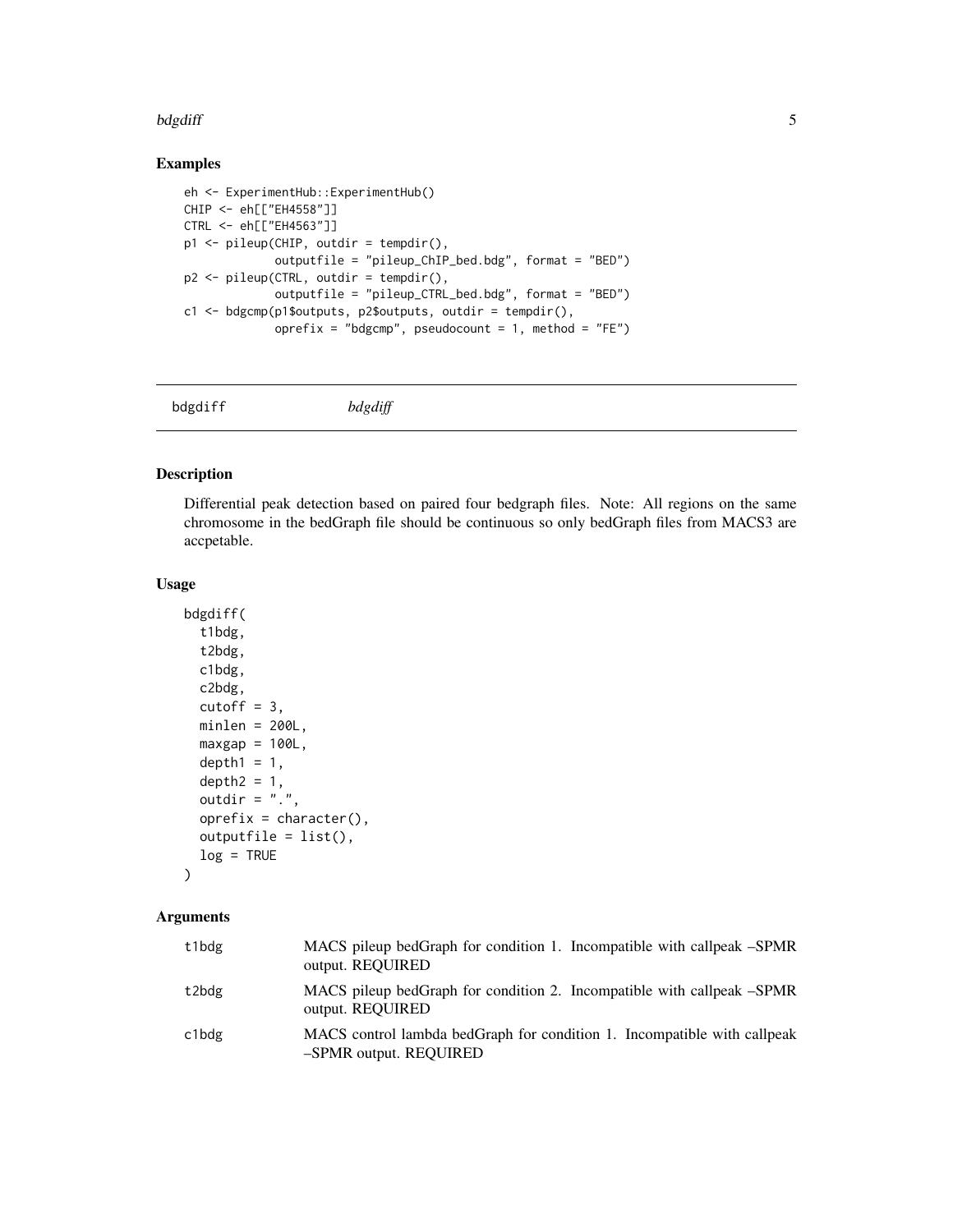## Examples

```
eh <- ExperimentHub::ExperimentHub()
CHIP <- eh[["EH4558"]]
CTRL <- eh[["EH4563"]]
p1 <- pileup(CHIP, outdir = tempdir(),
             outputfile = "pileup_ChIP_bed.bdg", format = "BED")
p2 <- pileup(CTRL, outdir = tempdir(),
             outputfile = "pileup_CTRL_bed.bdg", format = "BED")
c1 <- bdgcmp(p1$outputs, p2$outputs, outdir = tempdir(),
             oprefix = "bdgcmp", pseudocount = 1, method = "FE")
```

---

# bdgdiff *bdgdiff*

---

## Description

Differential peak detection based on paired four bedgraph files. Note: All regions on the same chromosome in the bedGraph file should be continuous so only bedGraph files from MACS3 are accpetable.

## Usage

```
bdgdiff(
  t1bdg,
  t2bdg,
  c1bdg,
  c2bdg,
  cutoff = 3,
  minlen = 200L,
  maxgap = 100L,
  depth1 = 1,
  depth2 = 1,
  outdir = ".",
  oprefix = character(),
  outputfile = list(),
  log = TRUE
)
```

## Arguments

| | |
|---|---|
| t1bdg | MACS pileup bedGraph for condition 1. Incompatible with callpeak –SPMR output. REQUIRED |
| t2bdg | MACS pileup bedGraph for condition 2. Incompatible with callpeak –SPMR output. REQUIRED |
| c1bdg | MACS control lambda bedGraph for condition 1. Incompatible with callpeak –SPMR output. REQUIRED |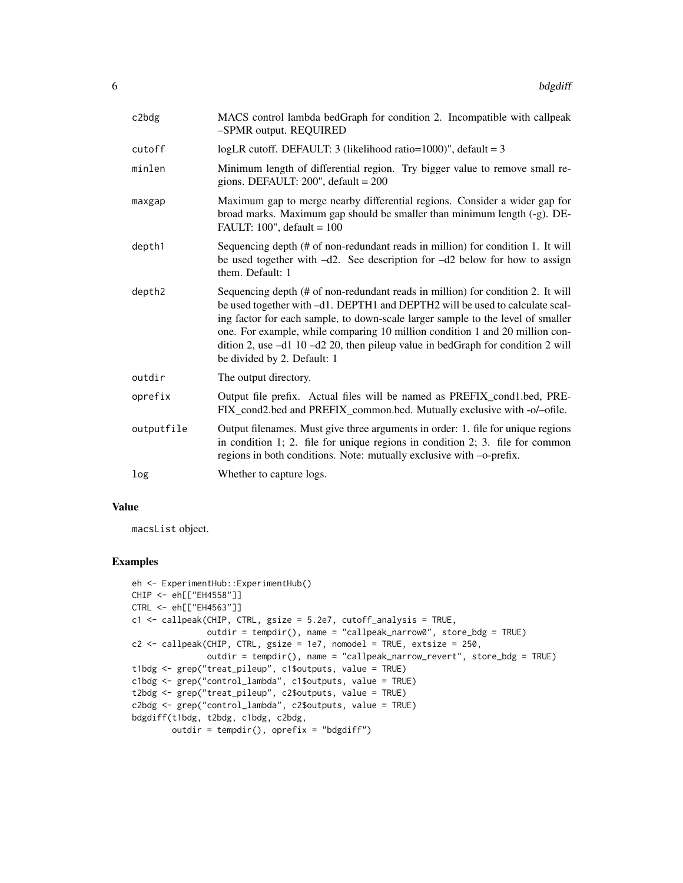| | |
|---|---|
| c2bdg | MACS control lambda bedGraph for condition 2. Incompatible with callpeak –SPMR output. REQUIRED |
| cutoff | logLR cutoff. DEFAULT: 3 (likelihood ratio=1000)", default = 3 |
| minlen | Minimum length of differential region. Try bigger value to remove small regions. DEFAULT: 200", default = 200 |
| maxgap | Maximum gap to merge nearby differential regions. Consider a wider gap for broad marks. Maximum gap should be smaller than minimum length (-g). DEFAULT: 100", default = 100 |
| depth1 | Sequencing depth (# of non-redundant reads in million) for condition 1. It will be used together with –d2. See description for –d2 below for how to assign them. Default: 1 |
| depth2 | Sequencing depth (# of non-redundant reads in million) for condition 2. It will be used together with –d1. DEPTH1 and DEPTH2 will be used to calculate scaling factor for each sample, to down-scale larger sample to the level of smaller one. For example, while comparing 10 million condition 1 and 20 million condition 2, use –d1 10 –d2 20, then pileup value in bedGraph for condition 2 will be divided by 2. Default: 1 |
| outdir | The output directory. |
| oprefix | Output file prefix. Actual files will be named as PREFIX_cond1.bed, PREFIX_cond2.bed and PREFIX_common.bed. Mutually exclusive with -o/–ofile. |
| outputfile | Output filenames. Must give three arguments in order: 1. file for unique regions in condition 1; 2. file for unique regions in condition 2; 3. file for common regions in both conditions. Note: mutually exclusive with –o-prefix. |
| log | Whether to capture logs. |

## Value

macsList object.

## Examples

```
eh <- ExperimentHub::ExperimentHub()
CHIP <- eh[["EH4558"]]
CTRL <- eh[["EH4563"]]
c1 <- callpeak(CHIP, CTRL, gsize = 5.2e7, cutoff_analysis = TRUE,
               outdir = tempdir(), name = "callpeak_narrow0", store_bdg = TRUE)
c2 <- callpeak(CHIP, CTRL, gsize = 1e7, nomodel = TRUE, extsize = 250,
               outdir = tempdir(), name = "callpeak_narrow_revert", store_bdg = TRUE)
t1bdg <- grep("treat_pileup", c1$outputs, value = TRUE)
c1bdg <- grep("control_lambda", c1$outputs, value = TRUE)
t2bdg <- grep("treat_pileup", c2$outputs, value = TRUE)
c2bdg <- grep("control_lambda", c2$outputs, value = TRUE)
bdgdiff(t1bdg, t2bdg, c1bdg, c2bdg,
        outdir = tempdir(), oprefix = "bdgdiff")
```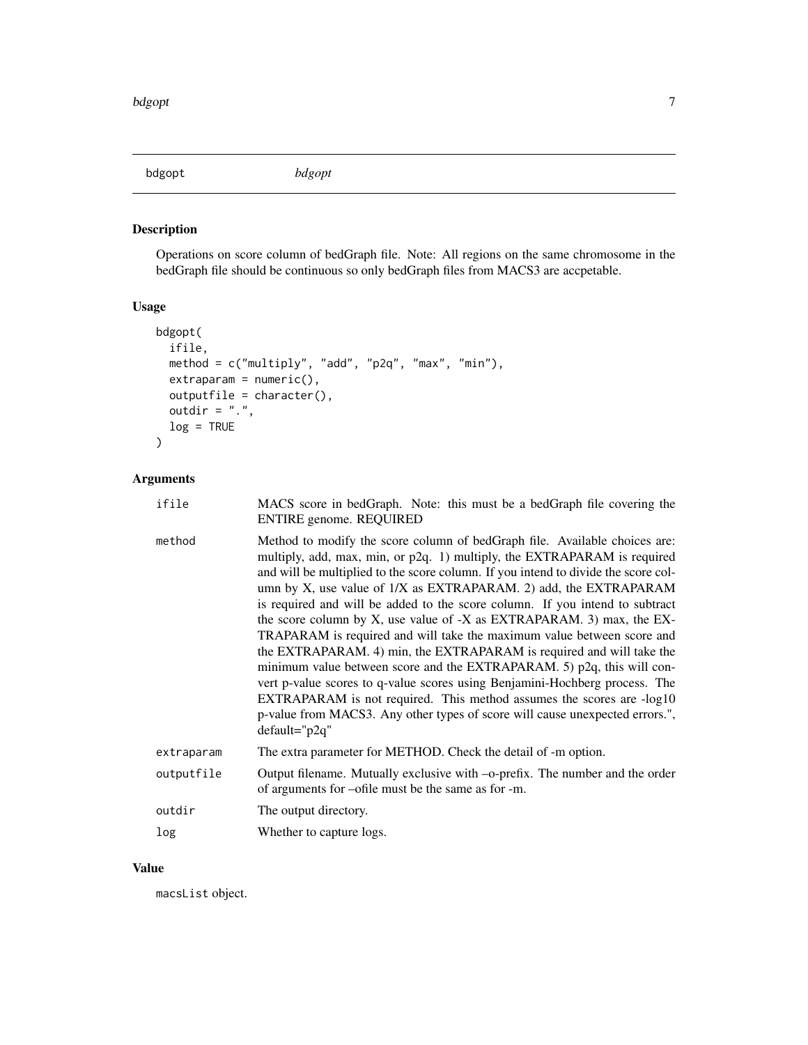# bdgopt *bdgopt*

## Description

Operations on score column of bedGraph file. Note: All regions on the same chromosome in the bedGraph file should be continuous so only bedGraph files from MACS3 are accpetable.

## Usage

```
bdgopt(
  ifile,
  method = c("multiply", "add", "p2q", "max", "min"),
  extraparam = numeric(),
  outputfile = character(),
  outdir = ".",
  log = TRUE
)
```

## Arguments

| | |
|---|---|
| ifile | MACS score in bedGraph. Note: this must be a bedGraph file covering the ENTIRE genome. REQUIRED |
| method | Method to modify the score column of bedGraph file. Available choices are: multiply, add, max, min, or p2q. 1) multiply, the EXTRAPARAM is required and will be multiplied to the score column. If you intend to divide the score column by X, use value of 1/X as EXTRAPARAM. 2) add, the EXTRAPARAM is required and will be added to the score column. If you intend to subtract the score column by X, use value of -X as EXTRAPARAM. 3) max, the EXTRAPARAM is required and will take the maximum value between score and the EXTRAPARAM. 4) min, the EXTRAPARAM is required and will take the minimum value between score and the EXTRAPARAM. 5) p2q, this will convert p-value scores to q-value scores using Benjamini-Hochberg process. The EXTRAPARAM is not required. This method assumes the scores are -log10 p-value from MACS3. Any other types of score will cause unexpected errors.", default="p2q" |
| extraparam | The extra parameter for METHOD. Check the detail of -m option. |
| outputfile | Output filename. Mutually exclusive with –o-prefix. The number and the order of arguments for –ofile must be the same as for -m. |
| outdir | The output directory. |
| log | Whether to capture logs. |

## Value

macsList object.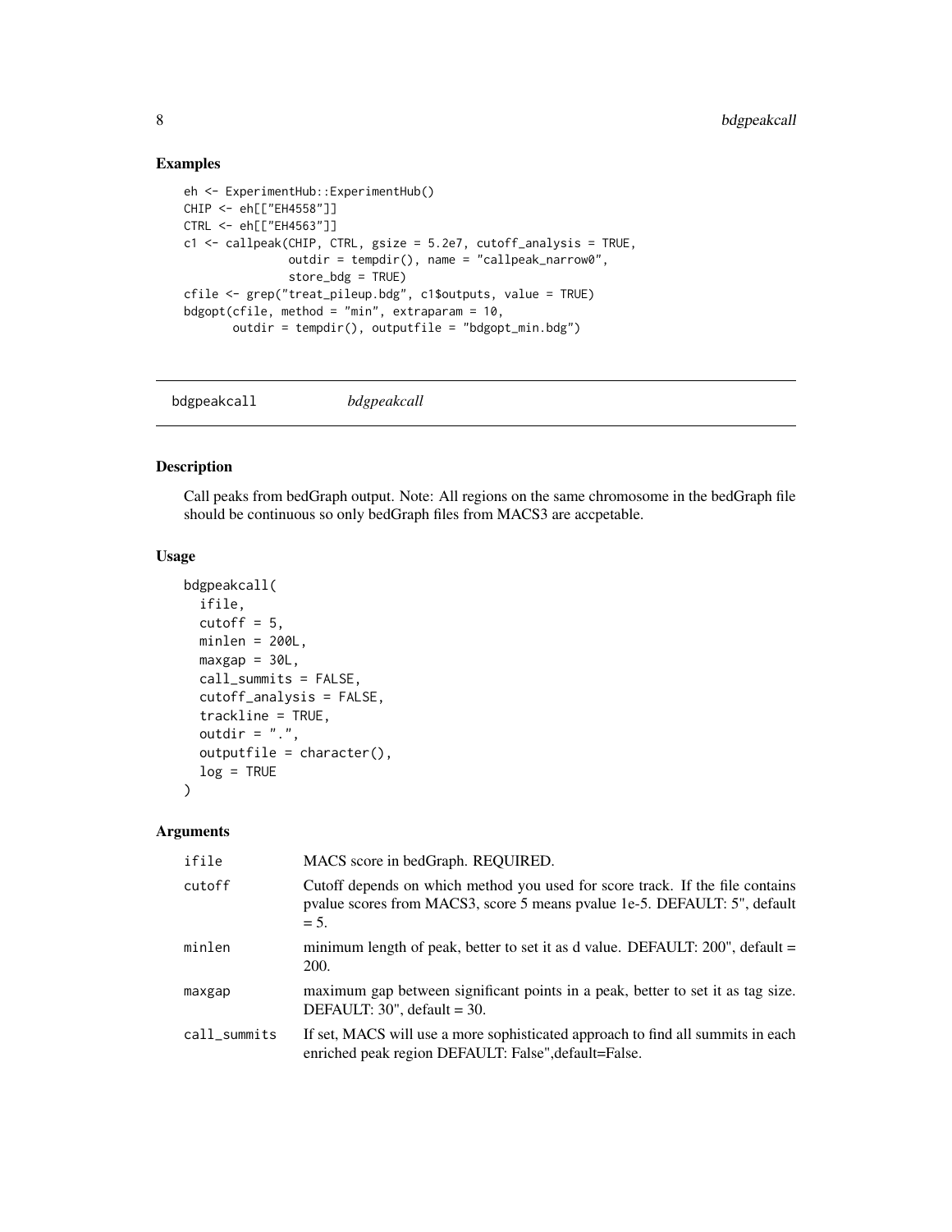## Examples

```
eh <- ExperimentHub::ExperimentHub()
CHIP <- eh[["EH4558"]]
CTRL <- eh[["EH4563"]]
c1 <- callpeak(CHIP, CTRL, gsize = 5.2e7, cutoff_analysis = TRUE,
               outdir = tempdir(), name = "callpeak_narrow0",
               store_bdg = TRUE)
cfile <- grep("treat_pileup.bdg", c1$outputs, value = TRUE)
bdgopt(cfile, method = "min", extraparam = 10,
       outdir = tempdir(), outputfile = "bdgopt_min.bdg")
```

---

# bdgpeakcall    *bdgpeakcall*

---

## Description

Call peaks from bedGraph output. Note: All regions on the same chromosome in the bedGraph file should be continuous so only bedGraph files from MACS3 are accpetable.

## Usage

```
bdgpeakcall(
  ifile,
  cutoff = 5,
  minlen = 200L,
  maxgap = 30L,
  call_summits = FALSE,
  cutoff_analysis = FALSE,
  trackline = TRUE,
  outdir = ".",
  outputfile = character(),
  log = TRUE
)
```

## Arguments

| | |
|---|---|
| ifile | MACS score in bedGraph. REQUIRED. |
| cutoff | Cutoff depends on which method you used for score track. If the file contains pvalue scores from MACS3, score 5 means pvalue 1e-5. DEFAULT: 5", default = 5. |
| minlen | minimum length of peak, better to set it as d value. DEFAULT: 200", default = 200. |
| maxgap | maximum gap between significant points in a peak, better to set it as tag size. DEFAULT: 30", default = 30. |
| call_summits | If set, MACS will use a more sophisticated approach to find all summits in each enriched peak region DEFAULT: False",default=False. |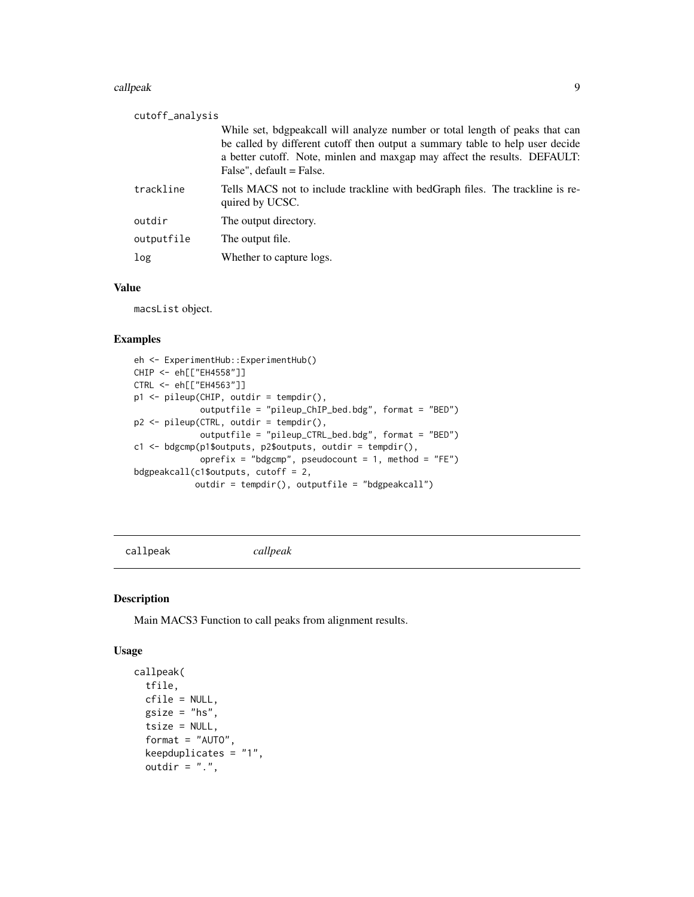| | |
|---|---|
| cutoff_analysis | While set, bdgpeakcall will analyze number or total length of peaks that can be called by different cutoff then output a summary table to help user decide a better cutoff. Note, minlen and maxgap may affect the results. DEFAULT: False", default = False. |
| trackline | Tells MACS not to include trackline with bedGraph files. The trackline is required by UCSC. |
| outdir | The output directory. |
| outputfile | The output file. |
| log | Whether to capture logs. |

### Value

macsList object.

### Examples

```
eh <- ExperimentHub::ExperimentHub()
CHIP <- eh[["EH4558"]]
CTRL <- eh[["EH4563"]]
p1 <- pileup(CHIP, outdir = tempdir(),
             outputfile = "pileup_ChIP_bed.bdg", format = "BED")
p2 <- pileup(CTRL, outdir = tempdir(),
             outputfile = "pileup_CTRL_bed.bdg", format = "BED")
c1 <- bdgcmp(p1$outputs, p2$outputs, outdir = tempdir(),
             oprefix = "bdgcmp", pseudocount = 1, method = "FE")
bdgpeakcall(c1$outputs, cutoff = 2,
            outdir = tempdir(), outputfile = "bdgpeakcall")
```

---

## callpeak *callpeak*

### Description

Main MACS3 Function to call peaks from alignment results.

### Usage

```
callpeak(
  tfile,
  cfile = NULL,
  gsize = "hs",
  tsize = NULL,
  format = "AUTO",
  keepduplicates = "1",
  outdir = ".",
```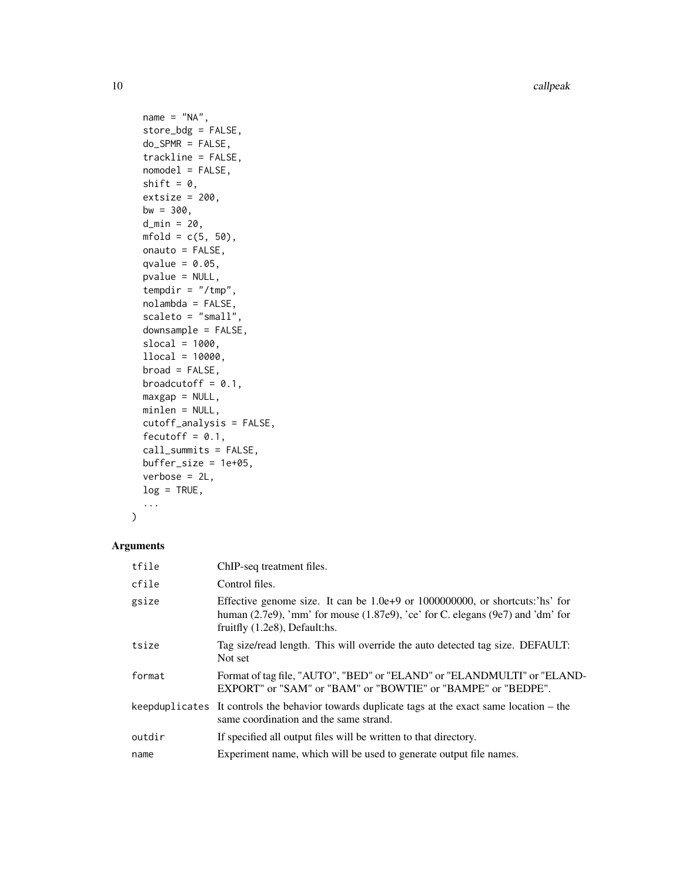```
  name = "NA",
  store_bdg = FALSE,
  do_SPMR = FALSE,
  trackline = FALSE,
  nomodel = FALSE,
  shift = 0,
  extsize = 200,
  bw = 300,
  d_min = 20,
  mfold = c(5, 50),
  onauto = FALSE,
  qvalue = 0.05,
  pvalue = NULL,
  tempdir = "/tmp",
  nolambda = FALSE,
  scaleto = "small",
  downsample = FALSE,
  slocal = 1000,
  llocal = 10000,
  broad = FALSE,
  broadcutoff = 0.1,
  maxgap = NULL,
  minlen = NULL,
  cutoff_analysis = FALSE,
  fecutoff = 0.1,
  call_summits = FALSE,
  buffer_size = 1e+05,
  verbose = 2L,
  log = TRUE,
  ...
)
```

## Arguments

| | |
|---|---|
| tfile | ChIP-seq treatment files. |
| cfile | Control files. |
| gsize | Effective genome size. It can be 1.0e+9 or 1000000000, or shortcuts:'hs' for human (2.7e9), 'mm' for mouse (1.87e9), 'ce' for C. elegans (9e7) and 'dm' for fruitfly (1.2e8), Default:hs. |
| tsize | Tag size/read length. This will override the auto detected tag size. DEFAULT: Not set |
| format | Format of tag file, "AUTO", "BED" or "ELAND" or "ELANDMULTI" or "ELANDEXPORT" or "SAM" or "BAM" or "BOWTIE" or "BAMPE" or "BEDPE". |
| keepduplicates | It controls the behavior towards duplicate tags at the exact same location – the same coordination and the same strand. |
| outdir | If specified all output files will be written to that directory. |
| name | Experiment name, which will be used to generate output file names. |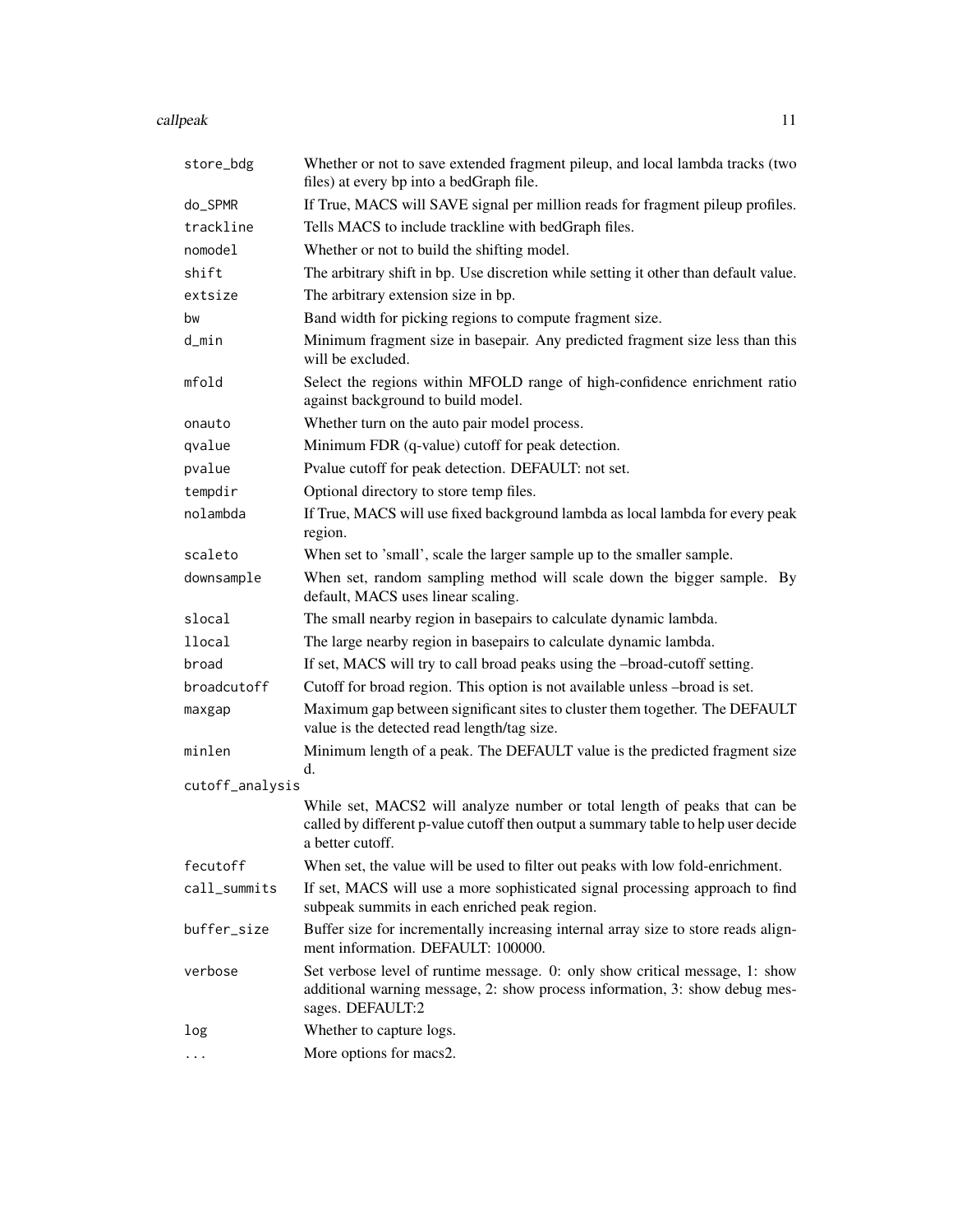| | |
|---|---|
| store_bdg | Whether or not to save extended fragment pileup, and local lambda tracks (two files) at every bp into a bedGraph file. |
| do_SPMR | If True, MACS will SAVE signal per million reads for fragment pileup profiles. |
| trackline | Tells MACS to include trackline with bedGraph files. |
| nomodel | Whether or not to build the shifting model. |
| shift | The arbitrary shift in bp. Use discretion while setting it other than default value. |
| extsize | The arbitrary extension size in bp. |
| bw | Band width for picking regions to compute fragment size. |
| d_min | Minimum fragment size in basepair. Any predicted fragment size less than this will be excluded. |
| mfold | Select the regions within MFOLD range of high-confidence enrichment ratio against background to build model. |
| onauto | Whether turn on the auto pair model process. |
| qvalue | Minimum FDR (q-value) cutoff for peak detection. |
| pvalue | Pvalue cutoff for peak detection. DEFAULT: not set. |
| tempdir | Optional directory to store temp files. |
| nolambda | If True, MACS will use fixed background lambda as local lambda for every peak region. |
| scaleto | When set to 'small', scale the larger sample up to the smaller sample. |
| downsample | When set, random sampling method will scale down the bigger sample. By default, MACS uses linear scaling. |
| slocal | The small nearby region in basepairs to calculate dynamic lambda. |
| llocal | The large nearby region in basepairs to calculate dynamic lambda. |
| broad | If set, MACS will try to call broad peaks using the –broad-cutoff setting. |
| broadcutoff | Cutoff for broad region. This option is not available unless –broad is set. |
| maxgap | Maximum gap between significant sites to cluster them together. The DEFAULT value is the detected read length/tag size. |
| minlen | Minimum length of a peak. The DEFAULT value is the predicted fragment size d. |
| cutoff_analysis | While set, MACS2 will analyze number or total length of peaks that can be called by different p-value cutoff then output a summary table to help user decide a better cutoff. |
| fecutoff | When set, the value will be used to filter out peaks with low fold-enrichment. |
| call_summits | If set, MACS will use a more sophisticated signal processing approach to find subpeak summits in each enriched peak region. |
| buffer_size | Buffer size for incrementally increasing internal array size to store reads alignment information. DEFAULT: 100000. |
| verbose | Set verbose level of runtime message. 0: only show critical message, 1: show additional warning message, 2: show process information, 3: show debug messages. DEFAULT:2 |
| log | Whether to capture logs. |
| ... | More options for macs2. |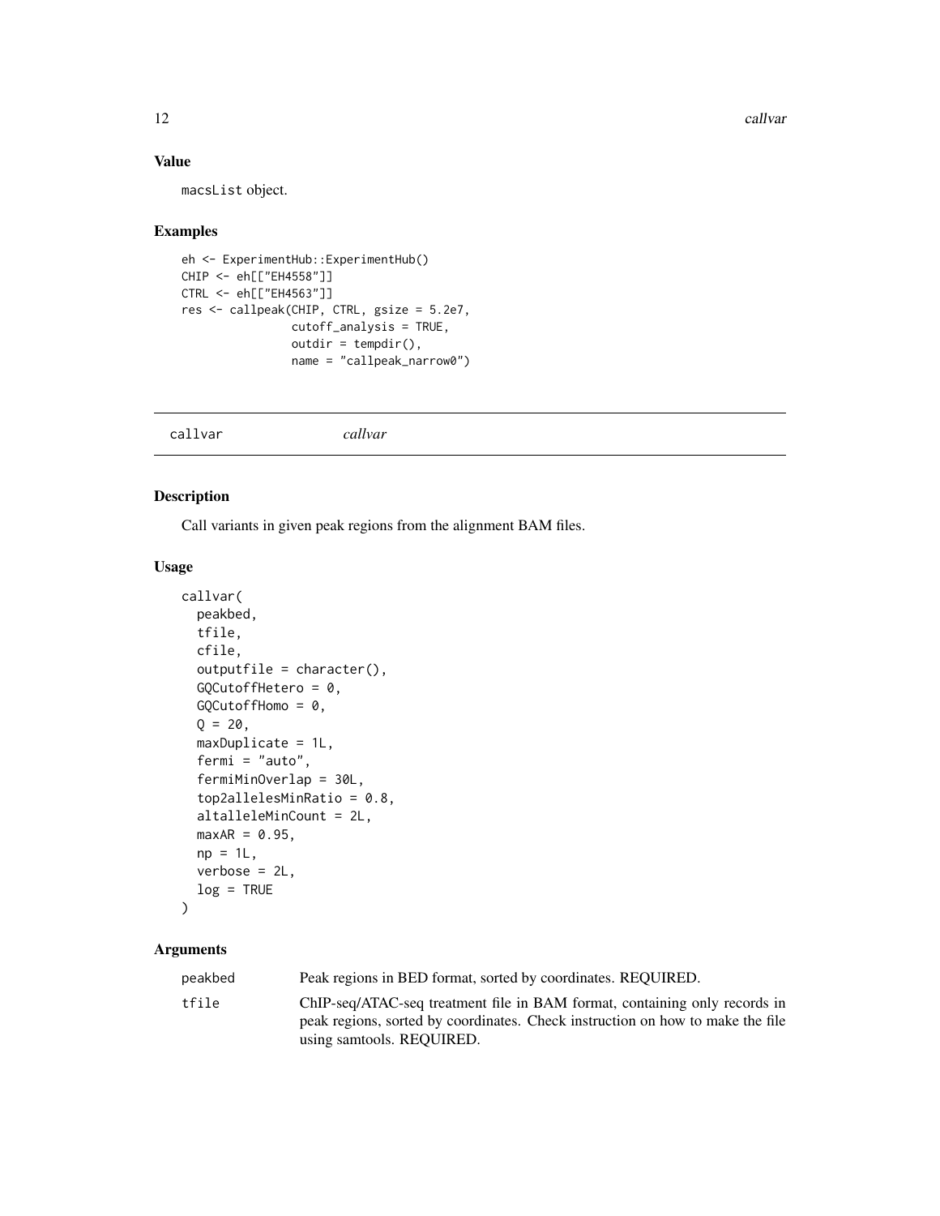### Value

macsList object.

### Examples

```
eh <- ExperimentHub::ExperimentHub()
CHIP <- eh[["EH4558"]]
CTRL <- eh[["EH4563"]]
res <- callpeak(CHIP, CTRL, gsize = 5.2e7,
                cutoff_analysis = TRUE,
                outdir = tempdir(),
                name = "callpeak_narrow0")
```

---

## callvar *callvar*

---

### Description

Call variants in given peak regions from the alignment BAM files.

### Usage

```
callvar(
  peakbed,
  tfile,
  cfile,
  outputfile = character(),
  GQCutoffHetero = 0,
  GQCutoffHomo = 0,
  Q = 20,
  maxDuplicate = 1L,
  fermi = "auto",
  fermiMinOverlap = 30L,
  top2allelesMinRatio = 0.8,
  altalleleMinCount = 2L,
  maxAR = 0.95,
  np = 1L,
  verbose = 2L,
  log = TRUE
)
```

### Arguments

| | |
|---|---|
| peakbed | Peak regions in BED format, sorted by coordinates. REQUIRED. |
| tfile | ChIP-seq/ATAC-seq treatment file in BAM format, containing only records in peak regions, sorted by coordinates. Check instruction on how to make the file using samtools. REQUIRED. |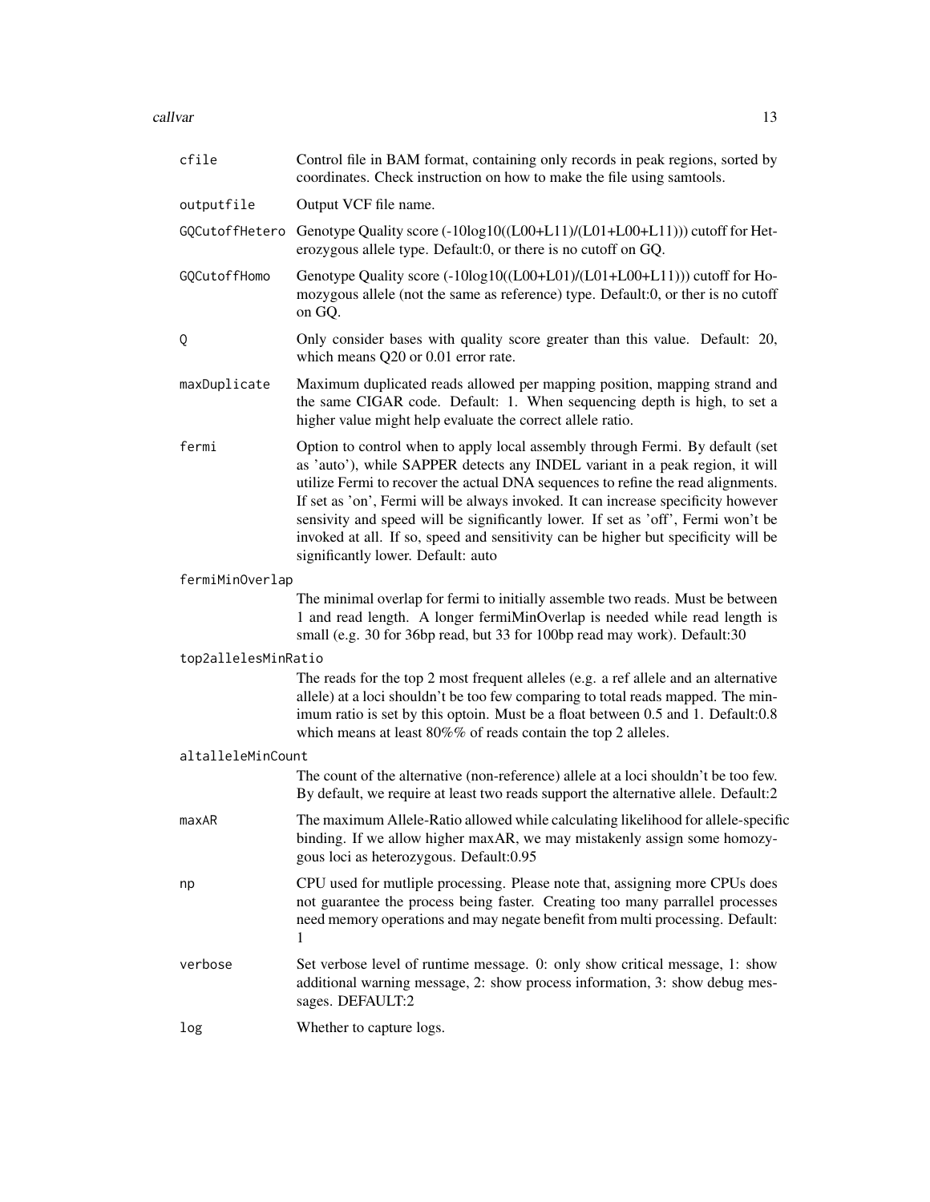| | |
|---|---|
| `cfile` | Control file in BAM format, containing only records in peak regions, sorted by coordinates. Check instruction on how to make the file using samtools. |
| `outputfile` | Output VCF file name. |
| `GQCutoffHetero` | Genotype Quality score (-10log10((L00+L11)/(L01+L00+L11))) cutoff for Heterozygous allele type. Default:0, or there is no cutoff on GQ. |
| `GQCutoffHomo` | Genotype Quality score (-10log10((L00+L01)/(L01+L00+L11))) cutoff for Homozygous allele (not the same as reference) type. Default:0, or ther is no cutoff on GQ. |
| `Q` | Only consider bases with quality score greater than this value. Default: 20, which means Q20 or 0.01 error rate. |
| `maxDuplicate` | Maximum duplicated reads allowed per mapping position, mapping strand and the same CIGAR code. Default: 1. When sequencing depth is high, to set a higher value might help evaluate the correct allele ratio. |
| `fermi` | Option to control when to apply local assembly through Fermi. By default (set as 'auto'), while SAPPER detects any INDEL variant in a peak region, it will utilize Fermi to recover the actual DNA sequences to refine the read alignments. If set as 'on', Fermi will be always invoked. It can increase specificity however sensivity and speed will be significantly lower. If set as 'off', Fermi won't be invoked at all. If so, speed and sensitivity can be higher but specificity will be significantly lower. Default: auto |
| `fermiMinOverlap` | The minimal overlap for fermi to initially assemble two reads. Must be between 1 and read length. A longer fermiMinOverlap is needed while read length is small (e.g. 30 for 36bp read, but 33 for 100bp read may work). Default:30 |
| `top2allelesMinRatio` | The reads for the top 2 most frequent alleles (e.g. a ref allele and an alternative allele) at a loci shouldn't be too few comparing to total reads mapped. The minimum ratio is set by this optoin. Must be a float between 0.5 and 1. Default:0.8 which means at least 80%% of reads contain the top 2 alleles. |
| `altalleleMinCount` | The count of the alternative (non-reference) allele at a loci shouldn't be too few. By default, we require at least two reads support the alternative allele. Default:2 |
| `maxAR` | The maximum Allele-Ratio allowed while calculating likelihood for allele-specific binding. If we allow higher maxAR, we may mistakenly assign some homozygous loci as heterozygous. Default:0.95 |
| `np` | CPU used for mutliple processing. Please note that, assigning more CPUs does not guarantee the process being faster. Creating too many parrallel processes need memory operations and may negate benefit from multi processing. Default: 1 |
| `verbose` | Set verbose level of runtime message. 0: only show critical message, 1: show additional warning message, 2: show process information, 3: show debug messages. DEFAULT:2 |
| `log` | Whether to capture logs. |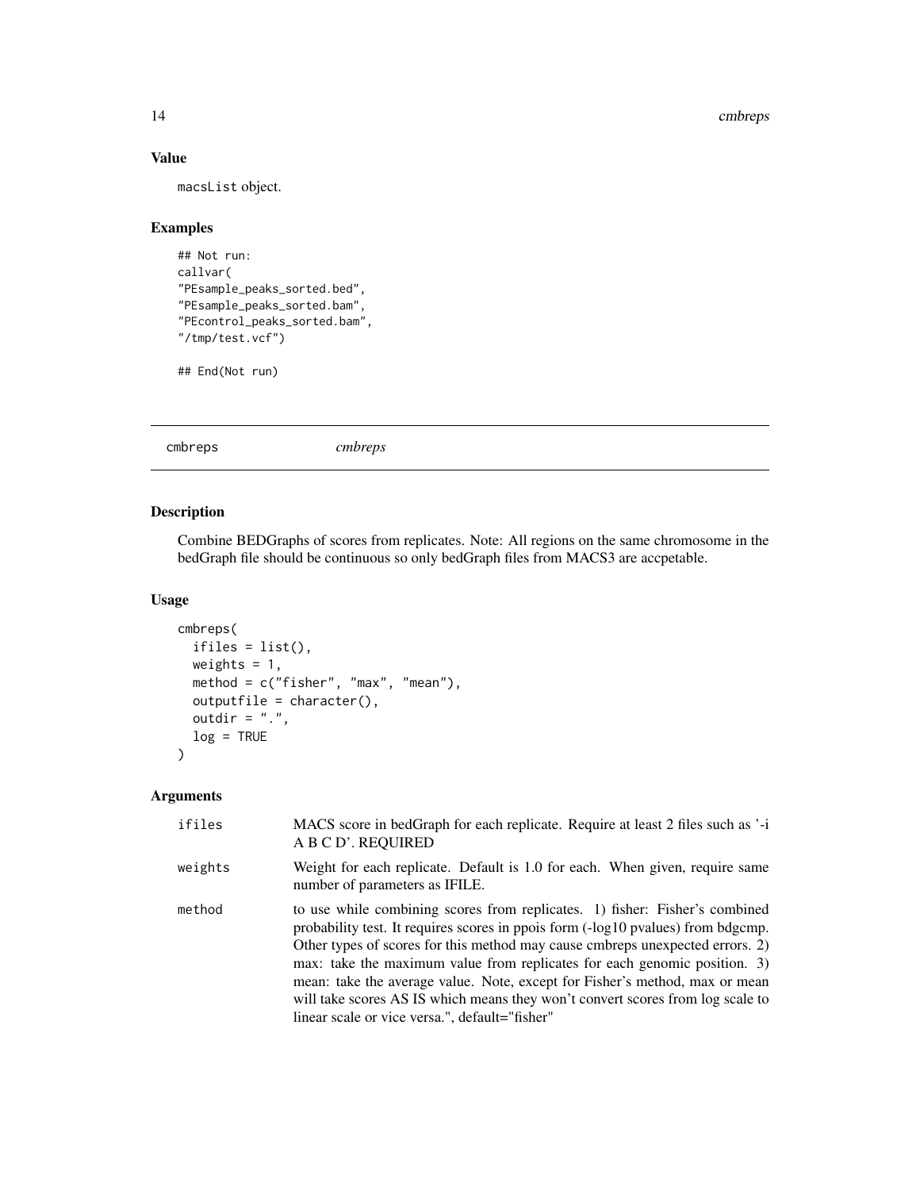## Value

macsList object.

## Examples

```
## Not run:
callvar(
"PEsample_peaks_sorted.bed",
"PEsample_peaks_sorted.bam",
"PEcontrol_peaks_sorted.bam",
"/tmp/test.vcf")

## End(Not run)
```

---

# cmbreps &nbsp;&nbsp;&nbsp;&nbsp;&nbsp;&nbsp; *cmbreps*

---

## Description

Combine BEDGraphs of scores from replicates. Note: All regions on the same chromosome in the bedGraph file should be continuous so only bedGraph files from MACS3 are accpetable.

## Usage

```
cmbreps(
  ifiles = list(),
  weights = 1,
  method = c("fisher", "max", "mean"),
  outputfile = character(),
  outdir = ".",
  log = TRUE
)
```

## Arguments

| | |
|---|---|
| ifiles | MACS score in bedGraph for each replicate. Require at least 2 files such as '-i A B C D'. REQUIRED |
| weights | Weight for each replicate. Default is 1.0 for each. When given, require same number of parameters as IFILE. |
| method | to use while combining scores from replicates. 1) fisher: Fisher's combined probability test. It requires scores in ppois form (-log10 pvalues) from bdgcmp. Other types of scores for this method may cause cmbreps unexpected errors. 2) max: take the maximum value from replicates for each genomic position. 3) mean: take the average value. Note, except for Fisher's method, max or mean will take scores AS IS which means they won't convert scores from log scale to linear scale or vice versa.", default="fisher" |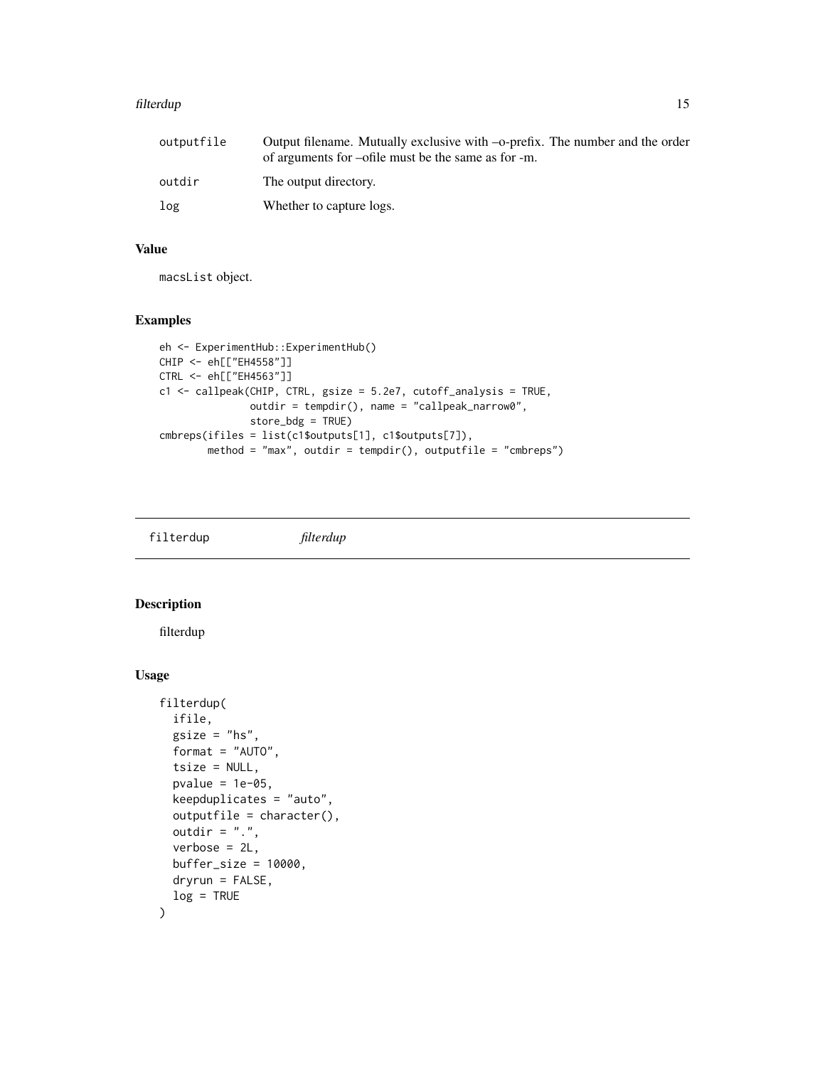| | |
|---|---|
| outputfile | Output filename. Mutually exclusive with –o-prefix. The number and the order of arguments for –ofile must be the same as for -m. |
| outdir | The output directory. |
| log | Whether to capture logs. |

## Value

macsList object.

## Examples

```
eh <- ExperimentHub::ExperimentHub()
CHIP <- eh[["EH4558"]]
CTRL <- eh[["EH4563"]]
c1 <- callpeak(CHIP, CTRL, gsize = 5.2e7, cutoff_analysis = TRUE,
               outdir = tempdir(), name = "callpeak_narrow0",
               store_bdg = TRUE)
cmbreps(ifiles = list(c1$outputs[1], c1$outputs[7]),
        method = "max", outdir = tempdir(), outputfile = "cmbreps")
```

---

# filterdup *filterdup*

## Description

filterdup

## Usage

```
filterdup(
  ifile,
  gsize = "hs",
  format = "AUTO",
  tsize = NULL,
  pvalue = 1e-05,
  keepduplicates = "auto",
  outputfile = character(),
  outdir = ".",
  verbose = 2L,
  buffer_size = 10000,
  dryrun = FALSE,
  log = TRUE
)
```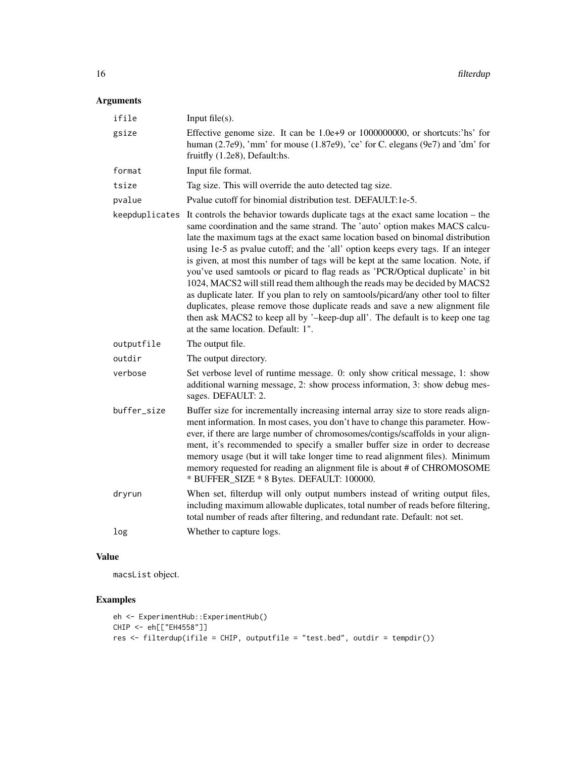## Arguments

| | |
|---|---|
| ifile | Input file(s). |
| gsize | Effective genome size. It can be 1.0e+9 or 1000000000, or shortcuts:'hs' for human (2.7e9), 'mm' for mouse (1.87e9), 'ce' for C. elegans (9e7) and 'dm' for fruitfly (1.2e8), Default:hs. |
| format | Input file format. |
| tsize | Tag size. This will override the auto detected tag size. |
| pvalue | Pvalue cutoff for binomial distribution test. DEFAULT:1e-5. |
| keepduplicates | It controls the behavior towards duplicate tags at the exact same location – the same coordination and the same strand. The 'auto' option makes MACS calculate the maximum tags at the exact same location based on binomal distribution using 1e-5 as pvalue cutoff; and the 'all' option keeps every tags. If an integer is given, at most this number of tags will be kept at the same location. Note, if you've used samtools or picard to flag reads as 'PCR/Optical duplicate' in bit 1024, MACS2 will still read them although the reads may be decided by MACS2 as duplicate later. If you plan to rely on samtools/picard/any other tool to filter duplicates, please remove those duplicate reads and save a new alignment file then ask MACS2 to keep all by '–keep-dup all'. The default is to keep one tag at the same location. Default: 1". |
| outputfile | The output file. |
| outdir | The output directory. |
| verbose | Set verbose level of runtime message. 0: only show critical message, 1: show additional warning message, 2: show process information, 3: show debug messages. DEFAULT: 2. |
| buffer_size | Buffer size for incrementally increasing internal array size to store reads alignment information. In most cases, you don't have to change this parameter. However, if there are large number of chromosomes/contigs/scaffolds in your alignment, it's recommended to specify a smaller buffer size in order to decrease memory usage (but it will take longer time to read alignment files). Minimum memory requested for reading an alignment file is about # of CHROMOSOME * BUFFER_SIZE * 8 Bytes. DEFAULT: 100000. |
| dryrun | When set, filterdup will only output numbers instead of writing output files, including maximum allowable duplicates, total number of reads before filtering, total number of reads after filtering, and redundant rate. Default: not set. |
| log | Whether to capture logs. |

## Value

macsList object.

## Examples

```
eh <- ExperimentHub::ExperimentHub()
CHIP <- eh[["EH4558"]]
res <- filterdup(ifile = CHIP, outputfile = "test.bed", outdir = tempdir())
```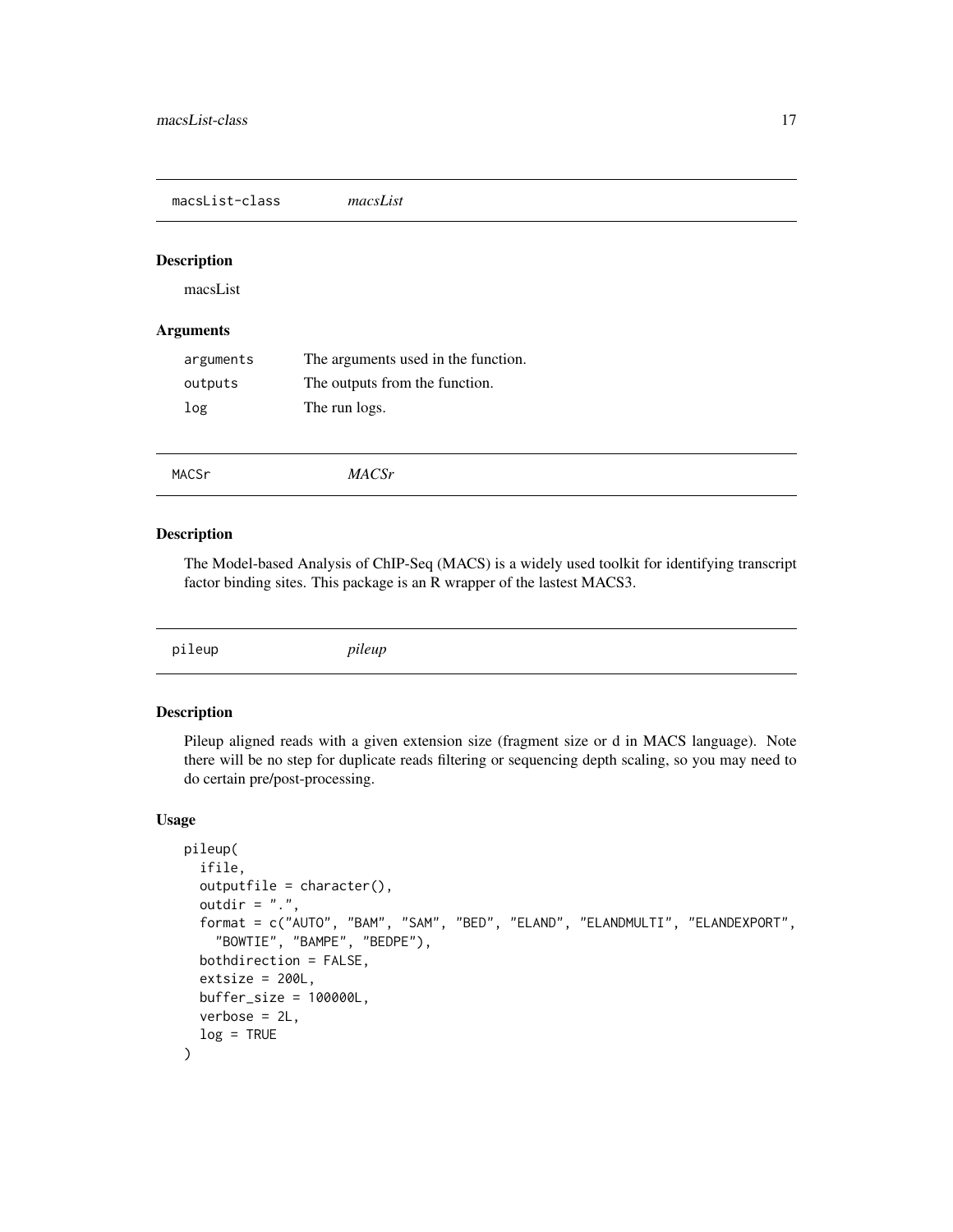## macsList-class *macsList*

### Description

macsList

### Arguments

| | |
|---|---|
| arguments | The arguments used in the function. |
| outputs | The outputs from the function. |
| log | The run logs. |

## MACSr *MACSr*

### Description

The Model-based Analysis of ChIP-Seq (MACS) is a widely used toolkit for identifying transcript factor binding sites. This package is an R wrapper of the lastest MACS3.

## pileup *pileup*

### Description

Pileup aligned reads with a given extension size (fragment size or d in MACS language). Note there will be no step for duplicate reads filtering or sequencing depth scaling, so you may need to do certain pre/post-processing.

### Usage

```
pileup(
  ifile,
  outputfile = character(),
  outdir = ".",
  format = c("AUTO", "BAM", "SAM", "BED", "ELAND", "ELANDMULTI", "ELANDEXPORT",
    "BOWTIE", "BAMPE", "BEDPE"),
  bothdirection = FALSE,
  extsize = 200L,
  buffer_size = 100000L,
  verbose = 2L,
  log = TRUE
)
```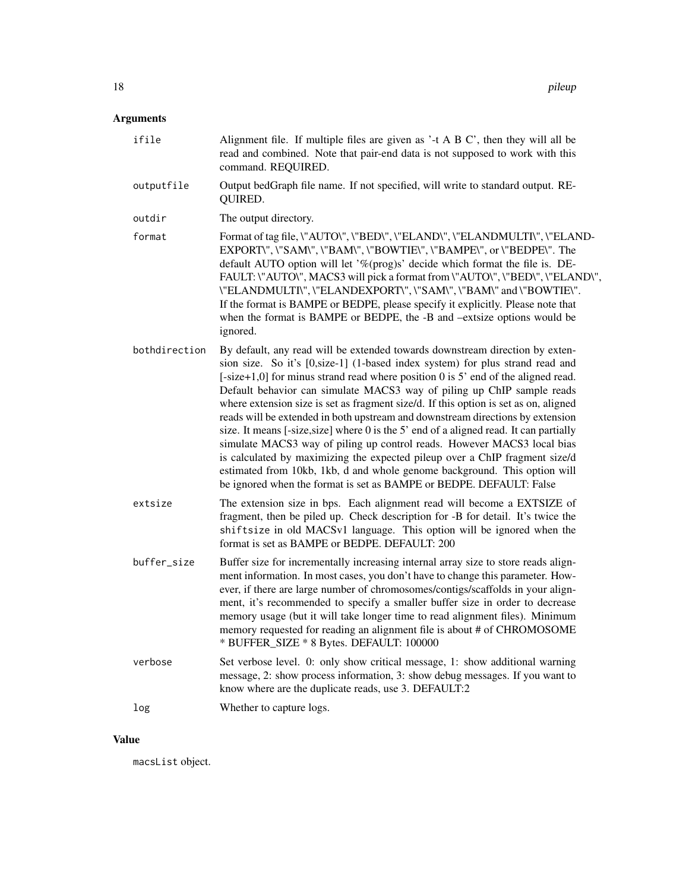## Arguments

| | |
|---|---|
| `ifile` | Alignment file. If multiple files are given as '-t A B C', then they will all be read and combined. Note that pair-end data is not supposed to work with this command. REQUIRED. |
| `outputfile` | Output bedGraph file name. If not specified, will write to standard output. REQUIRED. |
| `outdir` | The output directory. |
| `format` | Format of tag file, \"AUTO\", \"BED\", \"ELAND\", \"ELANDMULTI\", \"ELANDEXPORT\", \"SAM\", \"BAM\", \"BOWTIE\", \"BAMPE\", or \"BEDPE\". The default AUTO option will let '%(prog)s' decide which format the file is. DEFAULT: \"AUTO\", MACS3 will pick a format from \"AUTO\", \"BED\", \"ELAND\", \"ELANDMULTI\", \"ELANDEXPORT\", \"SAM\", \"BAM\" and \"BOWTIE\". If the format is BAMPE or BEDPE, please specify it explicitly. Please note that when the format is BAMPE or BEDPE, the -B and –extsize options would be ignored. |
| `bothdirection` | By default, any read will be extended towards downstream direction by extension size. So it's [0,size-1] (1-based index system) for plus strand read and [-size+1,0] for minus strand read where position 0 is 5' end of the aligned read. Default behavior can simulate MACS3 way of piling up ChIP sample reads where extension size is set as fragment size/d. If this option is set as on, aligned reads will be extended in both upstream and downstream directions by extension size. It means [-size,size] where 0 is the 5' end of a aligned read. It can partially simulate MACS3 way of piling up control reads. However MACS3 local bias is calculated by maximizing the expected pileup over a ChIP fragment size/d estimated from 10kb, 1kb, d and whole genome background. This option will be ignored when the format is set as BAMPE or BEDPE. DEFAULT: False |
| `extsize` | The extension size in bps. Each alignment read will become a EXTSIZE of fragment, then be piled up. Check description for -B for detail. It's twice the `shiftsize` in old MACSv1 language. This option will be ignored when the format is set as BAMPE or BEDPE. DEFAULT: 200 |
| `buffer_size` | Buffer size for incrementally increasing internal array size to store reads alignment information. In most cases, you don't have to change this parameter. However, if there are large number of chromosomes/contigs/scaffolds in your alignment, it's recommended to specify a smaller buffer size in order to decrease memory usage (but it will take longer time to read alignment files). Minimum memory requested for reading an alignment file is about # of CHROMOSOME * BUFFER_SIZE * 8 Bytes. DEFAULT: 100000 |
| `verbose` | Set verbose level. 0: only show critical message, 1: show additional warning message, 2: show process information, 3: show debug messages. If you want to know where are the duplicate reads, use 3. DEFAULT:2 |
| `log` | Whether to capture logs. |

## Value

`macsList` object.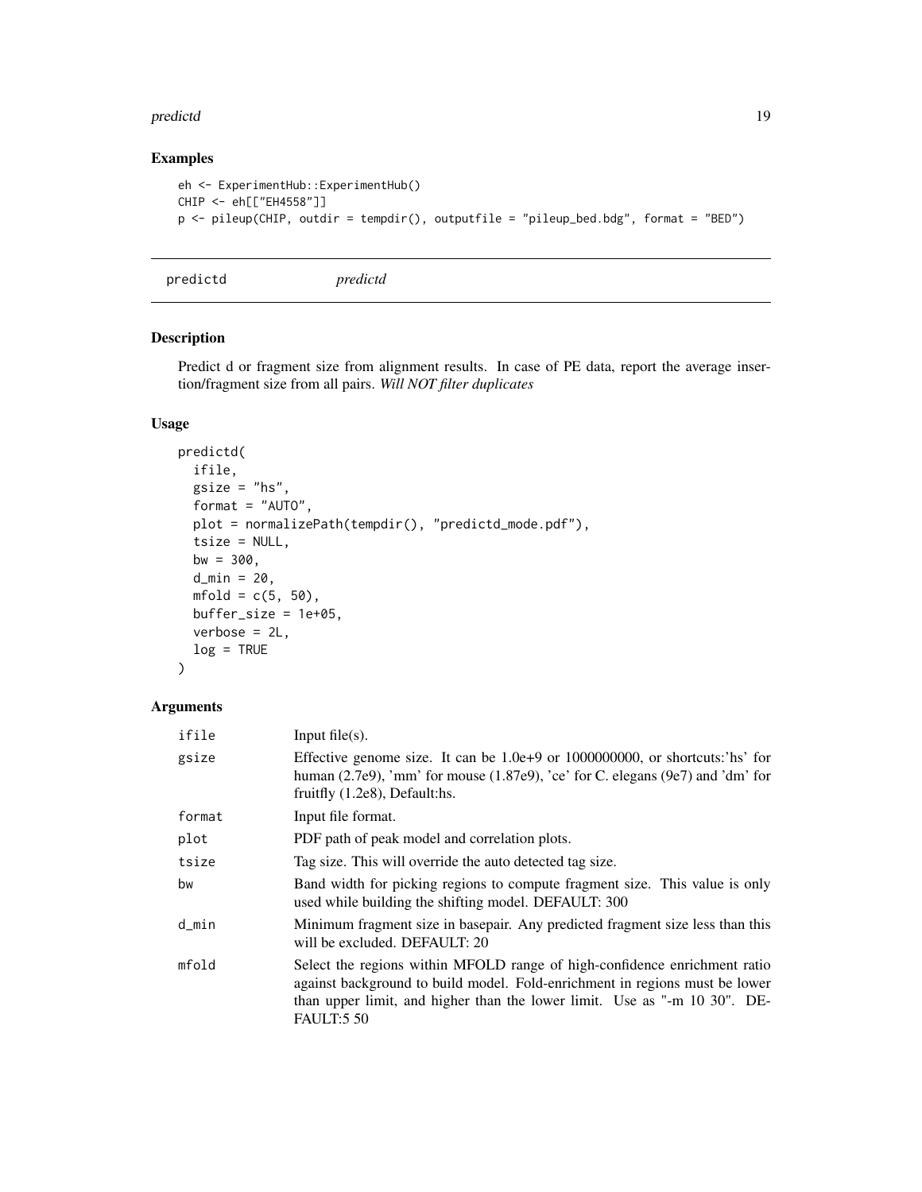## Examples

```
eh <- ExperimentHub::ExperimentHub()
CHIP <- eh[["EH4558"]]
p <- pileup(CHIP, outdir = tempdir(), outputfile = "pileup_bed.bdg", format = "BED")
```

---

# predictd *predictd*

## Description

Predict d or fragment size from alignment results. In case of PE data, report the average insertion/fragment size from all pairs. *Will NOT filter duplicates*

## Usage

```
predictd(
  ifile,
  gsize = "hs",
  format = "AUTO",
  plot = normalizePath(tempdir(), "predictd_mode.pdf"),
  tsize = NULL,
  bw = 300,
  d_min = 20,
  mfold = c(5, 50),
  buffer_size = 1e+05,
  verbose = 2L,
  log = TRUE
)
```

## Arguments

| | |
|---|---|
| ifile | Input file(s). |
| gsize | Effective genome size. It can be 1.0e+9 or 1000000000, or shortcuts:'hs' for human (2.7e9), 'mm' for mouse (1.87e9), 'ce' for C. elegans (9e7) and 'dm' for fruitfly (1.2e8), Default:hs. |
| format | Input file format. |
| plot | PDF path of peak model and correlation plots. |
| tsize | Tag size. This will override the auto detected tag size. |
| bw | Band width for picking regions to compute fragment size. This value is only used while building the shifting model. DEFAULT: 300 |
| d_min | Minimum fragment size in basepair. Any predicted fragment size less than this will be excluded. DEFAULT: 20 |
| mfold | Select the regions within MFOLD range of high-confidence enrichment ratio against background to build model. Fold-enrichment in regions must be lower than upper limit, and higher than the lower limit. Use as "-m 10 30". DEFAULT:5 50 |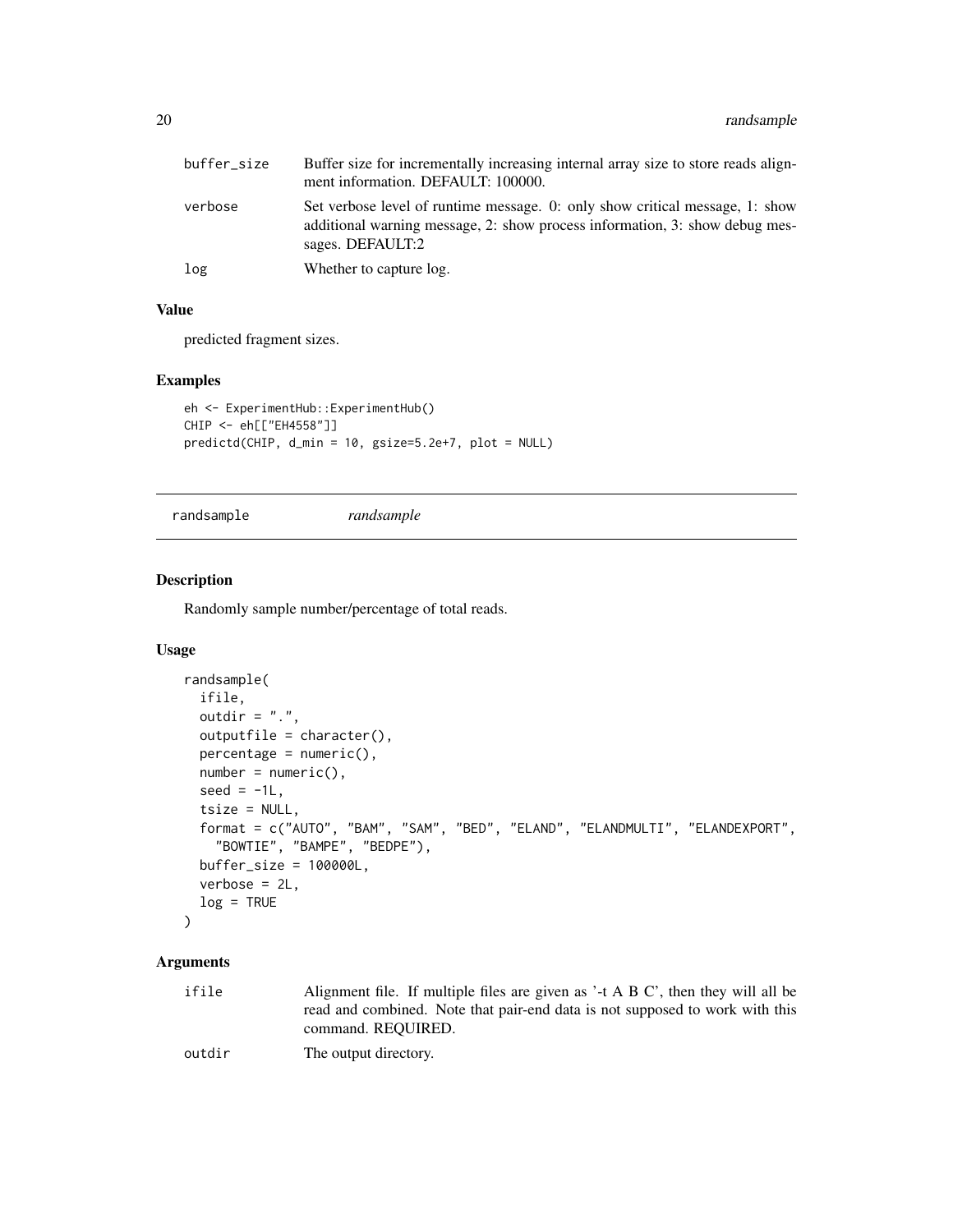| | |
|---|---|
| buffer_size | Buffer size for incrementally increasing internal array size to store reads alignment information. DEFAULT: 100000. |
| verbose | Set verbose level of runtime message. 0: only show critical message, 1: show additional warning message, 2: show process information, 3: show debug messages. DEFAULT:2 |
| log | Whether to capture log. |

### Value

predicted fragment sizes.

### Examples

```
eh <- ExperimentHub::ExperimentHub()
CHIP <- eh[["EH4558"]]
predictd(CHIP, d_min = 10, gsize=5.2e+7, plot = NULL)
```

## randsample *randsample*

### Description

Randomly sample number/percentage of total reads.

### Usage

```
randsample(
  ifile,
  outdir = ".",
  outputfile = character(),
  percentage = numeric(),
  number = numeric(),
  seed = -1L,
  tsize = NULL,
  format = c("AUTO", "BAM", "SAM", "BED", "ELAND", "ELANDMULTI", "ELANDEXPORT",
    "BOWTIE", "BAMPE", "BEDPE"),
  buffer_size = 100000L,
  verbose = 2L,
  log = TRUE
)
```

### Arguments

| | |
|---|---|
| ifile | Alignment file. If multiple files are given as '-t A B C', then they will all be read and combined. Note that pair-end data is not supposed to work with this command. REQUIRED. |
| outdir | The output directory. |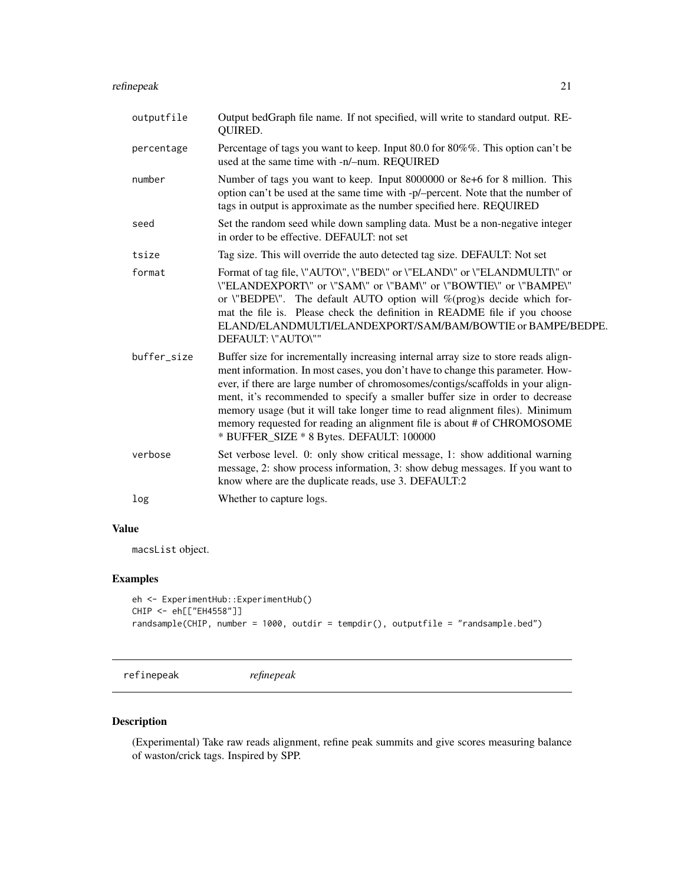| | |
|---|---|
| outputfile | Output bedGraph file name. If not specified, will write to standard output. REQUIRED. |
| percentage | Percentage of tags you want to keep. Input 80.0 for 80%%. This option can't be used at the same time with -n/–num. REQUIRED |
| number | Number of tags you want to keep. Input 8000000 or 8e+6 for 8 million. This option can't be used at the same time with -p/–percent. Note that the number of tags in output is approximate as the number specified here. REQUIRED |
| seed | Set the random seed while down sampling data. Must be a non-negative integer in order to be effective. DEFAULT: not set |
| tsize | Tag size. This will override the auto detected tag size. DEFAULT: Not set |
| format | Format of tag file, \"AUTO\", \"BED\" or \"ELAND\" or \"ELANDMULTI\" or \"ELANDEXPORT\" or \"SAM\" or \"BAM\" or \"BOWTIE\" or \"BAMPE\" or \"BEDPE\". The default AUTO option will %(prog)s decide which format the file is. Please check the definition in README file if you choose ELAND/ELANDMULTI/ELANDEXPORT/SAM/BAM/BOWTIE or BAMPE/BEDPE. DEFAULT: \"AUTO\"" |
| buffer_size | Buffer size for incrementally increasing internal array size to store reads alignment information. In most cases, you don't have to change this parameter. However, if there are large number of chromosomes/contigs/scaffolds in your alignment, it's recommended to specify a smaller buffer size in order to decrease memory usage (but it will take longer time to read alignment files). Minimum memory requested for reading an alignment file is about # of CHROMOSOME * BUFFER_SIZE * 8 Bytes. DEFAULT: 100000 |
| verbose | Set verbose level. 0: only show critical message, 1: show additional warning message, 2: show process information, 3: show debug messages. If you want to know where are the duplicate reads, use 3. DEFAULT:2 |
| log | Whether to capture logs. |

## Value

macsList object.

## Examples

```
eh <- ExperimentHub::ExperimentHub()
CHIP <- eh[["EH4558"]]
randsample(CHIP, number = 1000, outdir = tempdir(), outputfile = "randsample.bed")
```

---

# refinepeak *refinepeak*

---

## Description

(Experimental) Take raw reads alignment, refine peak summits and give scores measuring balance of waston/crick tags. Inspired by SPP.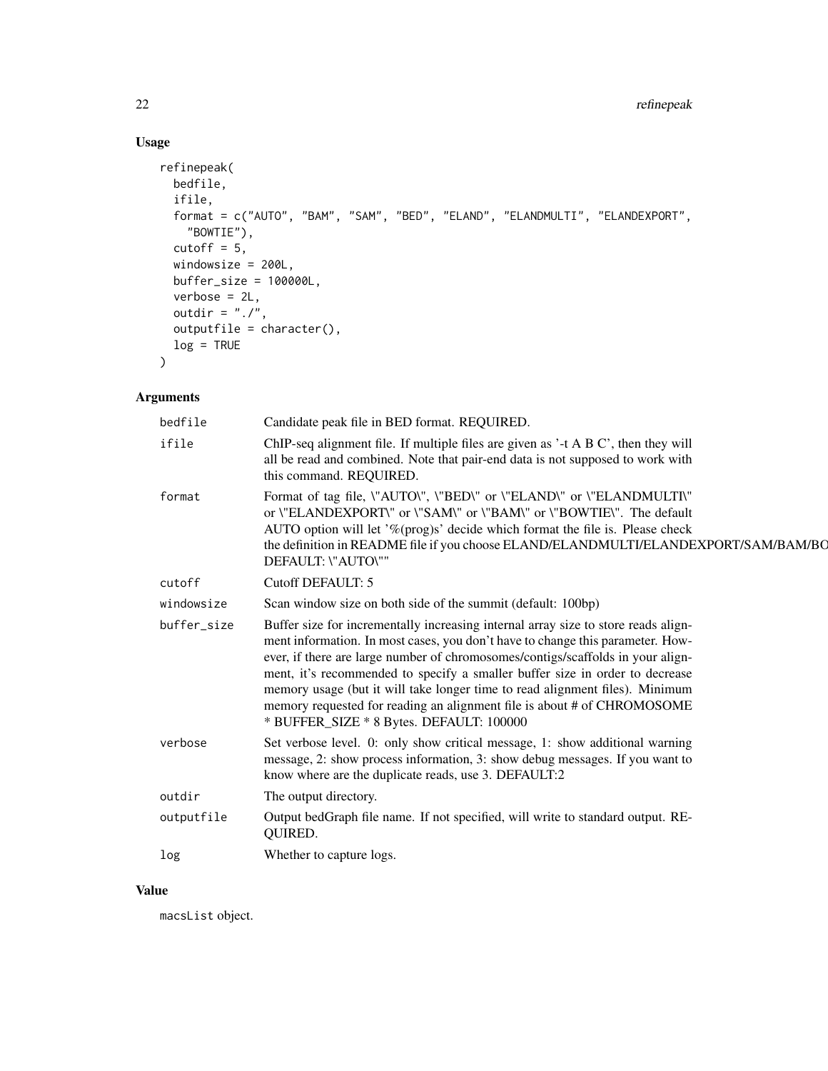## Usage

```
refinepeak(
  bedfile,
  ifile,
  format = c("AUTO", "BAM", "SAM", "BED", "ELAND", "ELANDMULTI", "ELANDEXPORT",
    "BOWTIE"),
  cutoff = 5,
  windowsize = 200L,
  buffer_size = 100000L,
  verbose = 2L,
  outdir = "./",
  outputfile = character(),
  log = TRUE
)
```

## Arguments

| | |
|---|---|
| `bedfile` | Candidate peak file in BED format. REQUIRED. |
| `ifile` | ChIP-seq alignment file. If multiple files are given as '-t A B C', then they will all be read and combined. Note that pair-end data is not supposed to work with this command. REQUIRED. |
| `format` | Format of tag file, \"AUTO\", \"BED\" or \"ELAND\" or \"ELANDMULTI\" or \"ELANDEXPORT\" or \"SAM\" or \"BAM\" or \"BOWTIE\". The default AUTO option will let '%(prog)s' decide which format the file is. Please check the definition in README file if you choose ELAND/ELANDMULTI/ELANDEXPORT/SAM/BAM/BO DEFAULT: \"AUTO\"" |
| `cutoff` | Cutoff DEFAULT: 5 |
| `windowsize` | Scan window size on both side of the summit (default: 100bp) |
| `buffer_size` | Buffer size for incrementally increasing internal array size to store reads alignment information. In most cases, you don't have to change this parameter. However, if there are large number of chromosomes/contigs/scaffolds in your alignment, it's recommended to specify a smaller buffer size in order to decrease memory usage (but it will take longer time to read alignment files). Minimum memory requested for reading an alignment file is about # of CHROMOSOME * BUFFER_SIZE * 8 Bytes. DEFAULT: 100000 |
| `verbose` | Set verbose level. 0: only show critical message, 1: show additional warning message, 2: show process information, 3: show debug messages. If you want to know where are the duplicate reads, use 3. DEFAULT:2 |
| `outdir` | The output directory. |
| `outputfile` | Output bedGraph file name. If not specified, will write to standard output. REQUIRED. |
| `log` | Whether to capture logs. |

## Value

`macsList` object.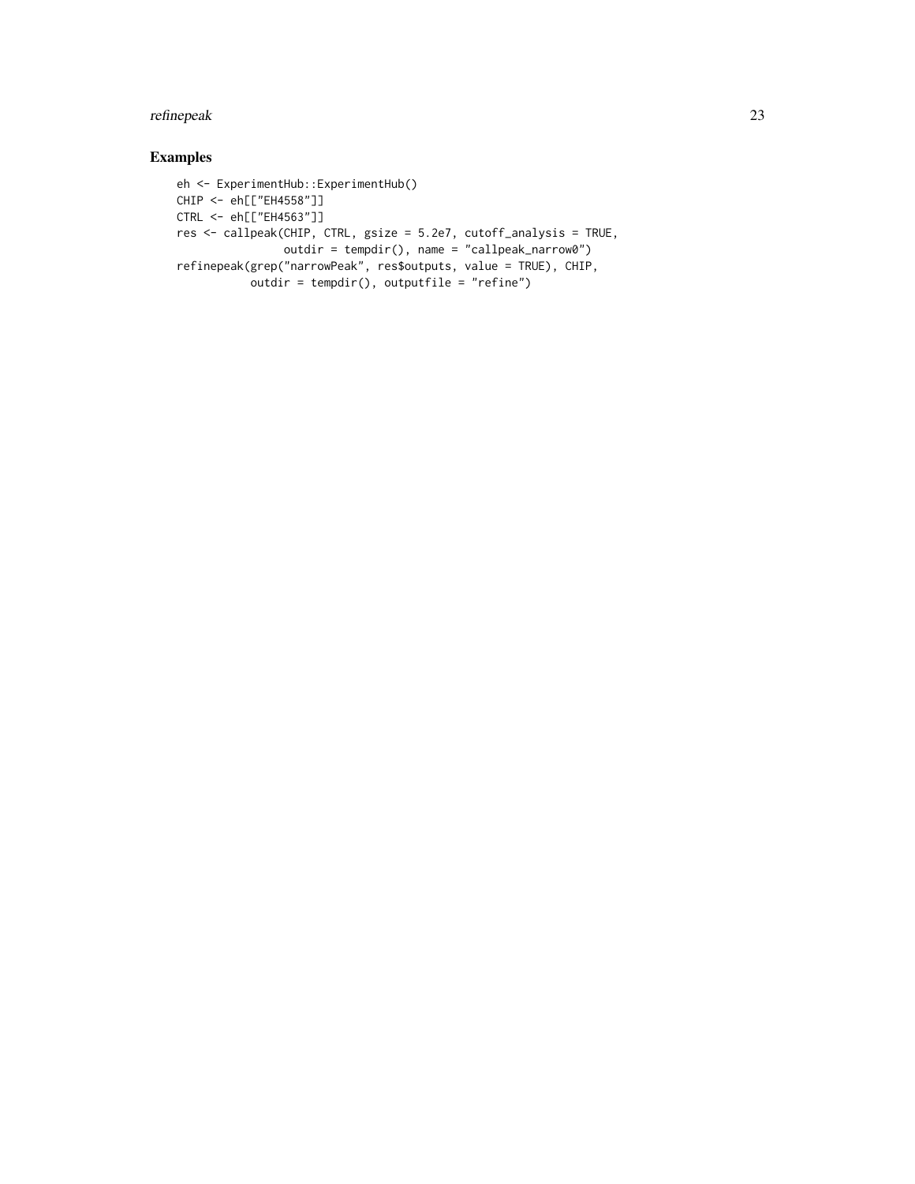## Examples

```
eh <- ExperimentHub::ExperimentHub()
CHIP <- eh[["EH4558"]]
CTRL <- eh[["EH4563"]]
res <- callpeak(CHIP, CTRL, gsize = 5.2e7, cutoff_analysis = TRUE,
                outdir = tempdir(), name = "callpeak_narrow0")
refinepeak(grep("narrowPeak", res$outputs, value = TRUE), CHIP,
           outdir = tempdir(), outputfile = "refine")
```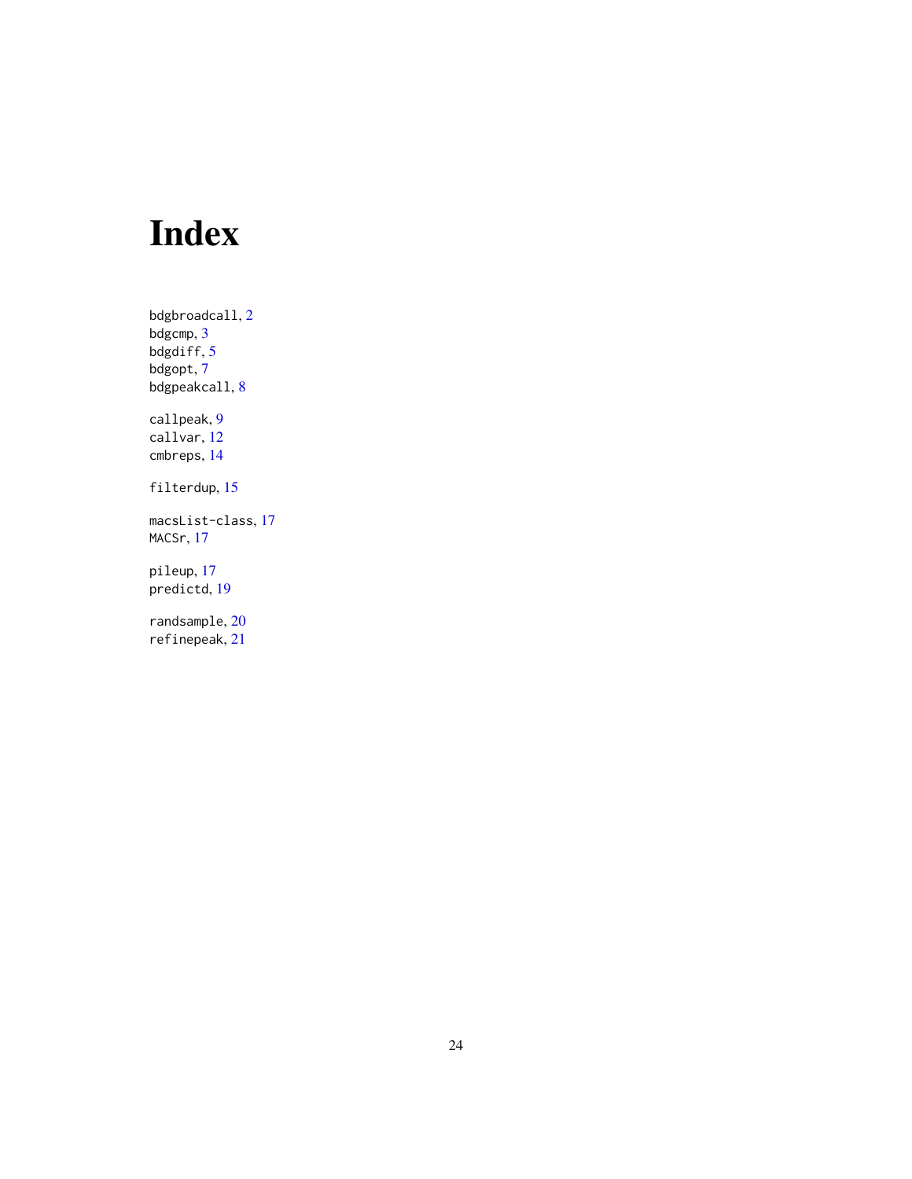# Index

bdgbroadcall, 2
bdgcmp, 3
bdgdiff, 5
bdgopt, 7
bdgpeakcall, 8

callpeak, 9
callvar, 12
cmbreps, 14

filterdup, 15

macsList-class, 17
MACSr, 17

pileup, 17
predictd, 19

randsample, 20
refinepeak, 21